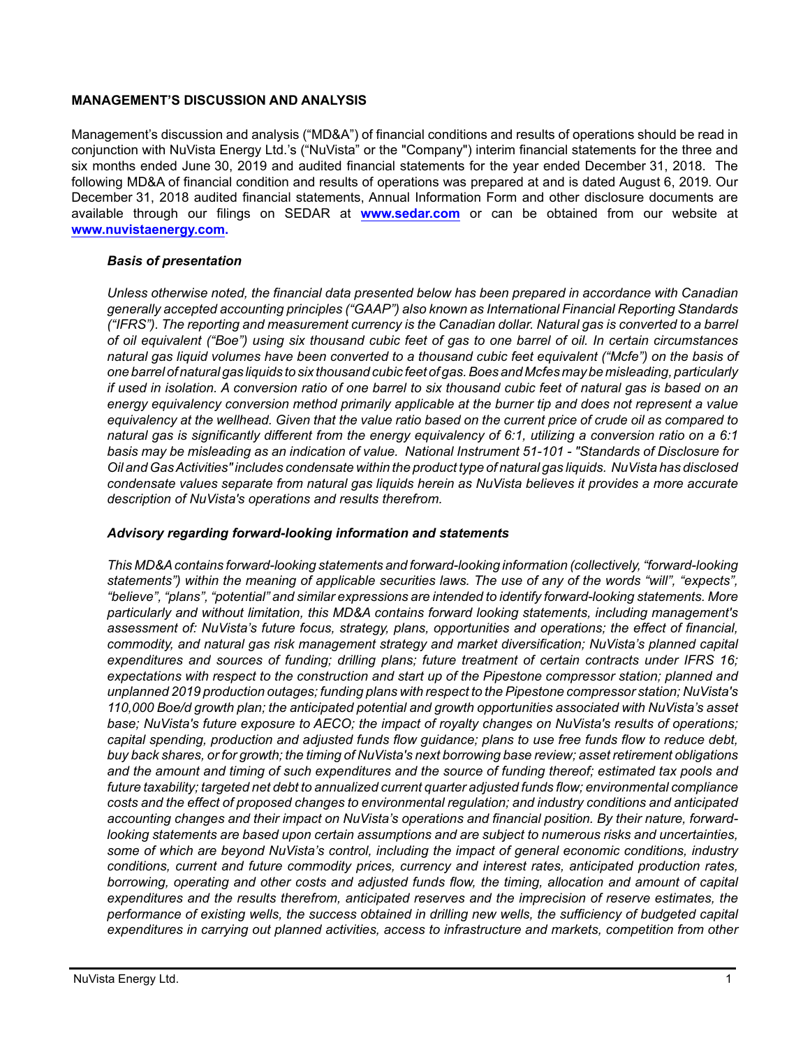## MANAGEMENT'S DISCUSSION AND ANALYSIS

Management's discussion and analysis ("MD&A") of financial conditions and results of operations should be read in conjunction with NuVista Energy Ltd.'s ("NuVista" or the "Company") interim financial statements for the three and six months ended June 30, 2019 and audited financial statements for the year ended December 31, 2018. The following MD&A of financial condition and results of operations was prepared at and is dated August 6, 2019. Our December 31, 2018 audited financial statements, Annual Information Form and other disclosure documents are available through our filings on SEDAR at **www.sedar.com** or can be obtained from our website at **www.nuvistaenergy.com.**

### *Basis of presentation*

*Unless otherwise noted, the financial data presented below has been prepared in accordance with Canadian generally accepted accounting principles ("GAAP") also known as International Financial Reporting Standards ("IFRS"). The reporting and measurement currency is the Canadian dollar. Natural gas is converted to a barrel of oil equivalent ("Boe") using six thousand cubic feet of gas to one barrel of oil. In certain circumstances natural gas liquid volumes have been converted to a thousand cubic feet equivalent ("Mcfe") on the basis of one barrel of natural gas liquids to six thousand cubic feet of gas. Boes and Mcfes may be misleading, particularly if used in isolation. A conversion ratio of one barrel to six thousand cubic feet of natural gas is based on an energy equivalency conversion method primarily applicable at the burner tip and does not represent a value equivalency at the wellhead. Given that the value ratio based on the current price of crude oil as compared to natural gas is significantly different from the energy equivalency of 6:1, utilizing a conversion ratio on a 6:1 basis may be misleading as an indication of value. National Instrument 51-101 - "Standards of Disclosure for Oil and Gas Activities" includes condensate within the product type of natural gas liquids. NuVista has disclosed condensate values separate from natural gas liquids herein as NuVista believes it provides a more accurate description of NuVista's operations and results therefrom.*

### *Advisory regarding forward-looking information and statements*

*This MD&A contains forward-looking statements and forward-looking information (collectively, "forward-looking statements") within the meaning of applicable securities laws. The use of any of the words "will", "expects", "believe", "plans", "potential" and similar expressions are intended to identify forward-looking statements. More particularly and without limitation, this MD&A contains forward looking statements, including management's assessment of: NuVista's future focus, strategy, plans, opportunities and operations; the effect of financial, commodity, and natural gas risk management strategy and market diversification; NuVista's planned capital expenditures and sources of funding; drilling plans; future treatment of certain contracts under IFRS 16; expectations with respect to the construction and start up of the Pipestone compressor station; planned and unplanned 2019 production outages; funding plans with respect to the Pipestone compressor station; NuVista's 110,000 Boe/d growth plan; the anticipated potential and growth opportunities associated with NuVista's asset base; NuVista's future exposure to AECO; the impact of royalty changes on NuVista's results of operations; capital spending, production and adjusted funds flow guidance; plans to use free funds flow to reduce debt, buy back shares, or for growth; the timing of NuVista's next borrowing base review; asset retirement obligations and the amount and timing of such expenditures and the source of funding thereof; estimated tax pools and future taxability; targeted net debt to annualized current quarter adjusted funds flow; environmental compliance costs and the effect of proposed changes to environmental regulation; and industry conditions and anticipated accounting changes and their impact on NuVista's operations and financial position. By their nature, forward-looking statements are based upon certain assumptions and are subject to numerous risks and uncertainties, some of which are beyond NuVista's control, including the impact of general economic conditions, industry conditions, current and future commodity prices, currency and interest rates, anticipated production rates, borrowing, operating and other costs and adjusted funds flow, the timing, allocation and amount of capital expenditures and the results therefrom, anticipated reserves and the imprecision of reserve estimates, the performance of existing wells, the success obtained in drilling new wells, the sufficiency of budgeted capital expenditures in carrying out planned activities, access to infrastructure and markets, competition from other*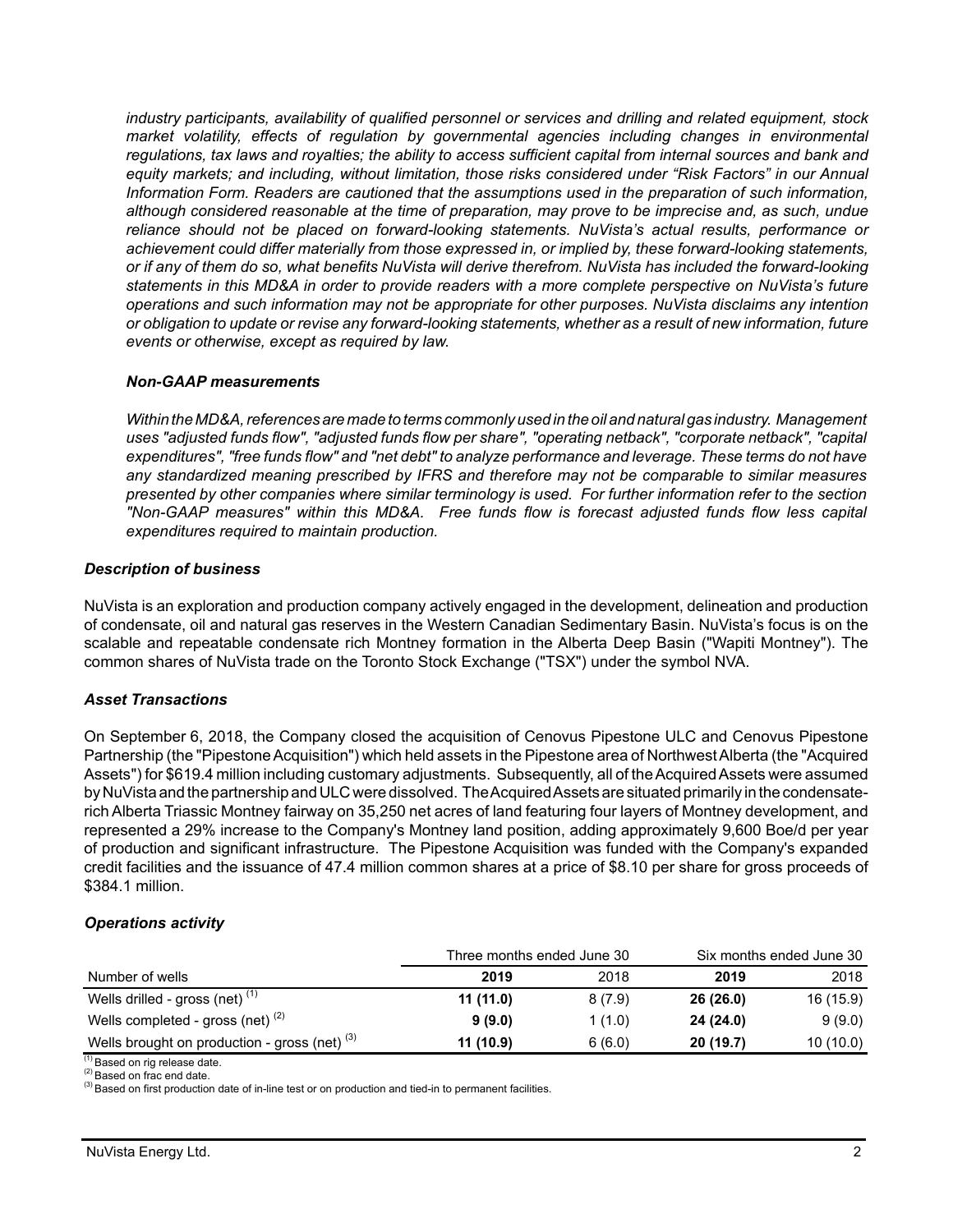*industry participants, availability of qualified personnel or services and drilling and related equipment, stock market volatility, effects of regulation by governmental agencies including changes in environmental regulations, tax laws and royalties; the ability to access sufficient capital from internal sources and bank and equity markets; and including, without limitation, those risks considered under "Risk Factors" in our Annual Information Form. Readers are cautioned that the assumptions used in the preparation of such information, although considered reasonable at the time of preparation, may prove to be imprecise and, as such, undue reliance should not be placed on forward-looking statements. NuVista's actual results, performance or achievement could differ materially from those expressed in, or implied by, these forward-looking statements, or if any of them do so, what benefits NuVista will derive therefrom. NuVista has included the forward-looking statements in this MD&A in order to provide readers with a more complete perspective on NuVista's future operations and such information may not be appropriate for other purposes. NuVista disclaims any intention or obligation to update or revise any forward-looking statements, whether as a result of new information, future events or otherwise, except as required by law.*

***Non-GAAP measurements***

*Within the MD&A, references are made to terms commonly used in the oil and natural gas industry. Management uses "adjusted funds flow", "adjusted funds flow per share", "operating netback", "corporate netback", "capital expenditures", "free funds flow" and "net debt" to analyze performance and leverage. These terms do not have any standardized meaning prescribed by IFRS and therefore may not be comparable to similar measures presented by other companies where similar terminology is used. For further information refer to the section "Non-GAAP measures" within this MD&A. Free funds flow is forecast adjusted funds flow less capital expenditures required to maintain production.*

***Description of business***

NuVista is an exploration and production company actively engaged in the development, delineation and production of condensate, oil and natural gas reserves in the Western Canadian Sedimentary Basin. NuVista's focus is on the scalable and repeatable condensate rich Montney formation in the Alberta Deep Basin ("Wapiti Montney"). The common shares of NuVista trade on the Toronto Stock Exchange ("TSX") under the symbol NVA.

***Asset Transactions***

On September 6, 2018, the Company closed the acquisition of Cenovus Pipestone ULC and Cenovus Pipestone Partnership (the "Pipestone Acquisition") which held assets in the Pipestone area of Northwest Alberta (the "Acquired Assets") for $619.4 million including customary adjustments. Subsequently, all of the Acquired Assets were assumed by NuVista and the partnership and ULC were dissolved. The Acquired Assets are situated primarily in the condensate-rich Alberta Triassic Montney fairway on 35,250 net acres of land featuring four layers of Montney development, and represented a 29% increase to the Company's Montney land position, adding approximately 9,600 Boe/d per year of production and significant infrastructure. The Pipestone Acquisition was funded with the Company's expanded credit facilities and the issuance of 47.4 million common shares at a price of $8.10 per share for gross proceeds of $384.1 million.

***Operations activity***

| | Three months ended June 30 | | Six months ended June 30 | |
|---|---|---|---|---|
| Number of wells | **2019** | 2018 | **2019** | 2018 |
| Wells drilled - gross (net) [1] | **11 (11.0)** | 8 (7.9) | **26 (26.0)** | 16 (15.9) |
| Wells completed - gross (net) [2] | **9 (9.0)** | 1 (1.0) | **24 (24.0)** | 9 (9.0) |
| Wells brought on production - gross (net) [3] | **11 (10.9)** | 6 (6.0) | **20 (19.7)** | 10 (10.0) |

[1] Based on rig release date.
[2] Based on frac end date.
[3] Based on first production date of in-line test or on production and tied-in to permanent facilities.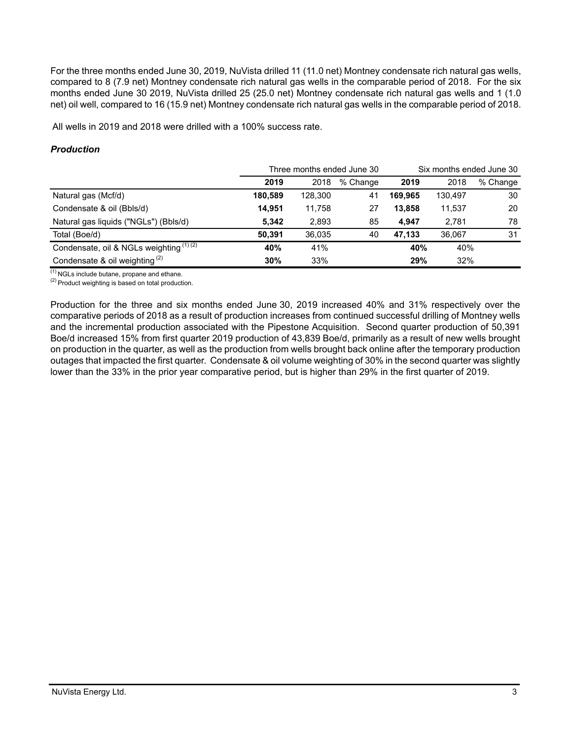For the three months ended June 30, 2019, NuVista drilled 11 (11.0 net) Montney condensate rich natural gas wells, compared to 8 (7.9 net) Montney condensate rich natural gas wells in the comparable period of 2018. For the six months ended June 30 2019, NuVista drilled 25 (25.0 net) Montney condensate rich natural gas wells and 1 (1.0 net) oil well, compared to 16 (15.9 net) Montney condensate rich natural gas wells in the comparable period of 2018.

All wells in 2019 and 2018 were drilled with a 100% success rate.

***Production***

| | Three months ended June 30 | | | Six months ended June 30 | | |
|---|---|---|---|---|---|---|
| | **2019** | 2018 | % Change | **2019** | 2018 | % Change |
| Natural gas (Mcf/d) | **180,589** | 128,300 | 41 | **169,965** | 130,497 | 30 |
| Condensate & oil (Bbls/d) | **14,951** | 11,758 | 27 | **13,858** | 11,537 | 20 |
| Natural gas liquids ("NGLs") (Bbls/d) | **5,342** | 2,893 | 85 | **4,947** | 2,781 | 78 |
| Total (Boe/d) | **50,391** | 36,035 | 40 | **47,133** | 36,067 | 31 |
| Condensate, oil & NGLs weighting (1) (2) | **40%** | 41% | | **40%** | 40% | |
| Condensate & oil weighting (2) | **30%** | 33% | | **29%** | 32% | |

(1) NGLs include butane, propane and ethane.
(2) Product weighting is based on total production.

Production for the three and six months ended June 30, 2019 increased 40% and 31% respectively over the comparative periods of 2018 as a result of production increases from continued successful drilling of Montney wells and the incremental production associated with the Pipestone Acquisition. Second quarter production of 50,391 Boe/d increased 15% from first quarter 2019 production of 43,839 Boe/d, primarily as a result of new wells brought on production in the quarter, as well as the production from wells brought back online after the temporary production outages that impacted the first quarter. Condensate & oil volume weighting of 30% in the second quarter was slightly lower than the 33% in the prior year comparative period, but is higher than 29% in the first quarter of 2019.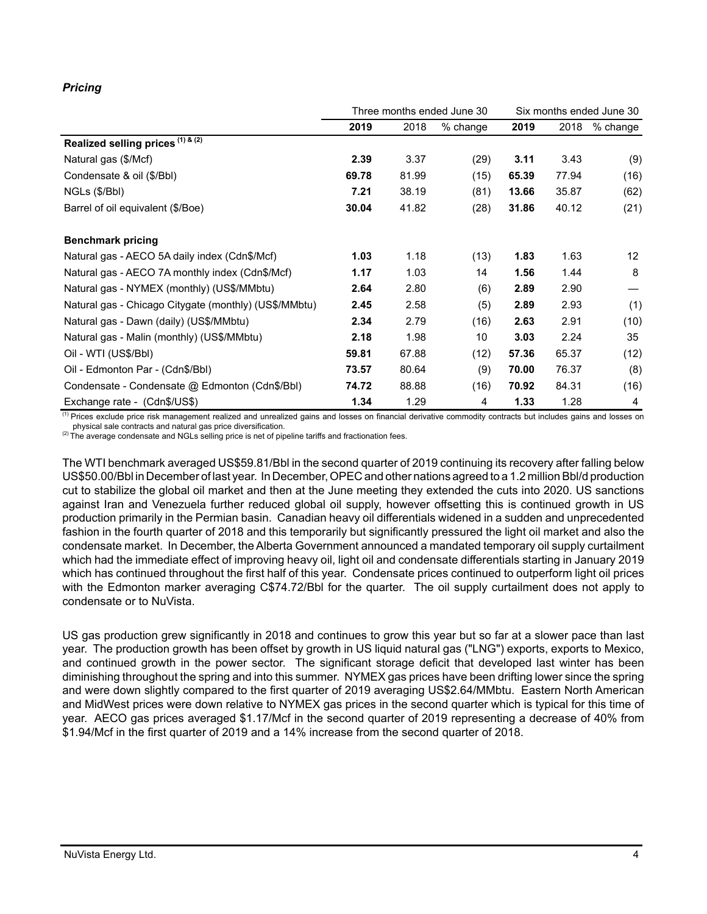### *Pricing*

| | Three months ended June 30 | | | Six months ended June 30 | | |
|---|---|---|---|---|---|---|
| | **2019** | 2018 | % change | **2019** | 2018 | % change |
| **Realized selling prices [(1) & (2)]** | | | | | | |
| Natural gas ($/Mcf) | **2.39** | 3.37 | (29) | **3.11** | 3.43 | (9) |
| Condensate & oil ($/Bbl) | **69.78** | 81.99 | (15) | **65.39** | 77.94 | (16) |
| NGLs ($/Bbl) | **7.21** | 38.19 | (81) | **13.66** | 35.87 | (62) |
| Barrel of oil equivalent ($/Boe) | **30.04** | 41.82 | (28) | **31.86** | 40.12 | (21) |
| | | | | | | |
| **Benchmark pricing** | | | | | | |
| Natural gas - AECO 5A daily index (Cdn$/Mcf) | **1.03** | 1.18 | (13) | **1.83** | 1.63 | 12 |
| Natural gas - AECO 7A monthly index (Cdn$/Mcf) | **1.17** | 1.03 | 14 | **1.56** | 1.44 | 8 |
| Natural gas - NYMEX (monthly) (US$/MMbtu) | **2.64** | 2.80 | (6) | **2.89** | 2.90 | — |
| Natural gas - Chicago Citygate (monthly) (US$/MMbtu) | **2.45** | 2.58 | (5) | **2.89** | 2.93 | (1) |
| Natural gas - Dawn (daily) (US$/MMbtu) | **2.34** | 2.79 | (16) | **2.63** | 2.91 | (10) |
| Natural gas - Malin (monthly) (US$/MMbtu) | **2.18** | 1.98 | 10 | **3.03** | 2.24 | 35 |
| Oil - WTI (US$/Bbl) | **59.81** | 67.88 | (12) | **57.36** | 65.37 | (12) |
| Oil - Edmonton Par - (Cdn$/Bbl) | **73.57** | 80.64 | (9) | **70.00** | 76.37 | (8) |
| Condensate - Condensate @ Edmonton (Cdn$/Bbl) | **74.72** | 88.88 | (16) | **70.92** | 84.31 | (16) |
| Exchange rate - (Cdn$/US$) | **1.34** | 1.29 | 4 | **1.33** | 1.28 | 4 |

[(1)] Prices exclude price risk management realized and unrealized gains and losses on financial derivative commodity contracts but includes gains and losses on physical sale contracts and natural gas price diversification.
[(2)] The average condensate and NGLs selling price is net of pipeline tariffs and fractionation fees.

The WTI benchmark averaged US$59.81/Bbl in the second quarter of 2019 continuing its recovery after falling below US$50.00/Bbl in December of last year. In December, OPEC and other nations agreed to a 1.2 million Bbl/d production cut to stabilize the global oil market and then at the June meeting they extended the cuts into 2020. US sanctions against Iran and Venezuela further reduced global oil supply, however offsetting this is continued growth in US production primarily in the Permian basin. Canadian heavy oil differentials widened in a sudden and unprecedented fashion in the fourth quarter of 2018 and this temporarily but significantly pressured the light oil market and also the condensate market. In December, the Alberta Government announced a mandated temporary oil supply curtailment which had the immediate effect of improving heavy oil, light oil and condensate differentials starting in January 2019 which has continued throughout the first half of this year. Condensate prices continued to outperform light oil prices with the Edmonton marker averaging C$74.72/Bbl for the quarter. The oil supply curtailment does not apply to condensate or to NuVista.

US gas production grew significantly in 2018 and continues to grow this year but so far at a slower pace than last year. The production growth has been offset by growth in US liquid natural gas ("LNG") exports, exports to Mexico, and continued growth in the power sector. The significant storage deficit that developed last winter has been diminishing throughout the spring and into this summer. NYMEX gas prices have been drifting lower since the spring and were down slightly compared to the first quarter of 2019 averaging US$2.64/MMbtu. Eastern North American and MidWest prices were down relative to NYMEX gas prices in the second quarter which is typical for this time of year. AECO gas prices averaged $1.17/Mcf in the second quarter of 2019 representing a decrease of 40% from $1.94/Mcf in the first quarter of 2019 and a 14% increase from the second quarter of 2018.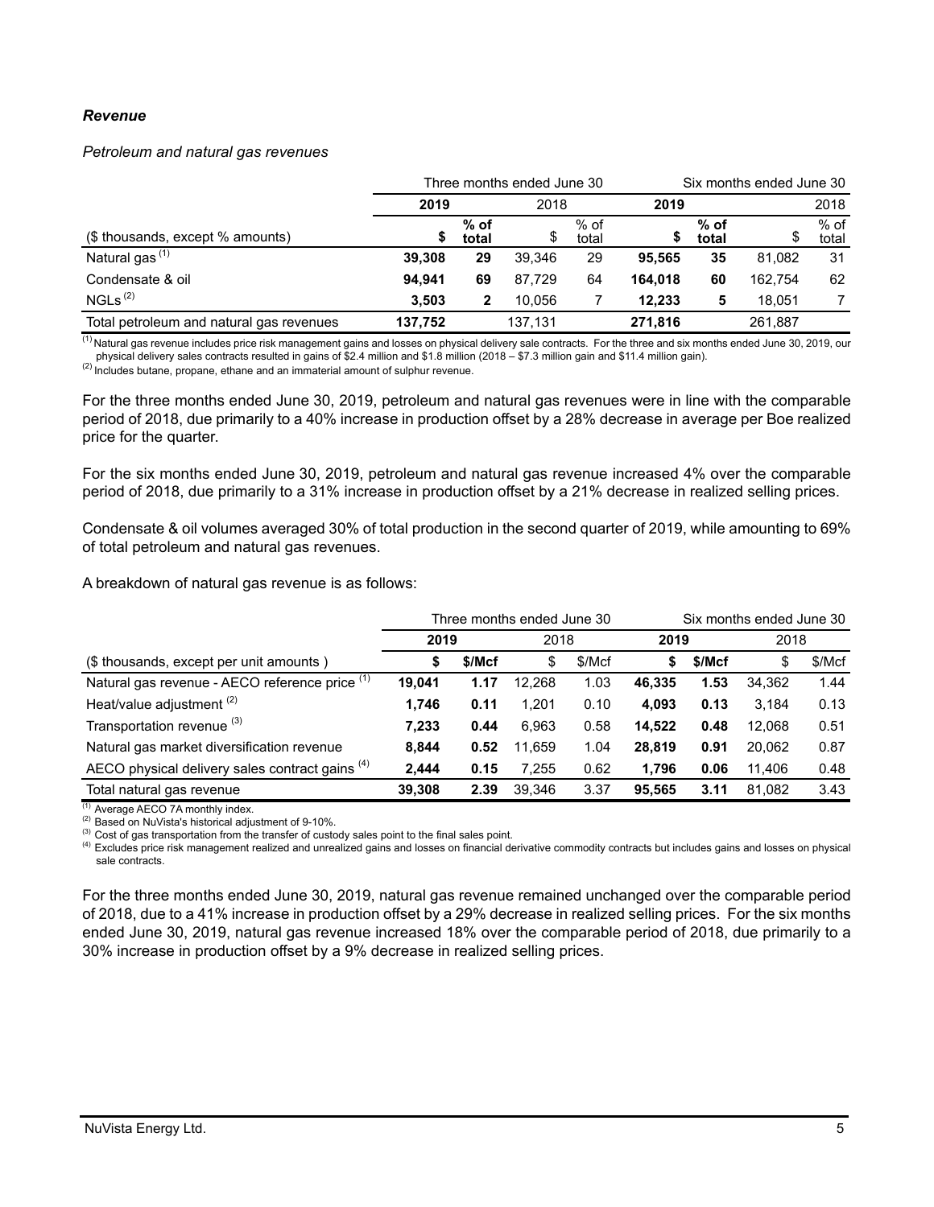***Revenue***

*Petroleum and natural gas revenues*

| | Three months ended June 30 | | | | Six months ended June 30 | | | |
|---|---|---|---|---|---|---|---|---|
| | **2019** | | 2018 | | **2019** | | 2018 | |
| ($ thousands, except % amounts) | **$** | **% of total** | $ | % of total | **$** | **% of total** | $ | % of total |
| Natural gas [(1)] | **39,308** | **29** | 39,346 | 29 | **95,565** | **35** | 81,082 | 31 |
| Condensate & oil | **94,941** | **69** | 87,729 | 64 | **164,018** | **60** | 162,754 | 62 |
| NGLs [(2)] | **3,503** | **2** | 10,056 | 7 | **12,233** | **5** | 18,051 | 7 |
| Total petroleum and natural gas revenues | **137,752** | | 137,131 | | **271,816** | | 261,887 | |

(1) Natural gas revenue includes price risk management gains and losses on physical delivery sale contracts. For the three and six months ended June 30, 2019, our physical delivery sales contracts resulted in gains of $2.4 million and $1.8 million (2018 – $7.3 million gain and $11.4 million gain).
(2) Includes butane, propane, ethane and an immaterial amount of sulphur revenue.

For the three months ended June 30, 2019, petroleum and natural gas revenues were in line with the comparable period of 2018, due primarily to a 40% increase in production offset by a 28% decrease in average per Boe realized price for the quarter.

For the six months ended June 30, 2019, petroleum and natural gas revenue increased 4% over the comparable period of 2018, due primarily to a 31% increase in production offset by a 21% decrease in realized selling prices.

Condensate & oil volumes averaged 30% of total production in the second quarter of 2019, while amounting to 69% of total petroleum and natural gas revenues.

A breakdown of natural gas revenue is as follows:

| | Three months ended June 30 | | | | Six months ended June 30 | | | |
|---|---|---|---|---|---|---|---|---|
| | **2019** | | 2018 | | **2019** | | 2018 | |
| ($ thousands, except per unit amounts ) | **$** | **$/Mcf** | $ | $/Mcf | **$** | **$/Mcf** | $ | $/Mcf |
| Natural gas revenue - AECO reference price [(1)] | **19,041** | **1.17** | 12,268 | 1.03 | **46,335** | **1.53** | 34,362 | 1.44 |
| Heat/value adjustment [(2)] | **1,746** | **0.11** | 1,201 | 0.10 | **4,093** | **0.13** | 3,184 | 0.13 |
| Transportation revenue [(3)] | **7,233** | **0.44** | 6,963 | 0.58 | **14,522** | **0.48** | 12,068 | 0.51 |
| Natural gas market diversification revenue | **8,844** | **0.52** | 11,659 | 1.04 | **28,819** | **0.91** | 20,062 | 0.87 |
| AECO physical delivery sales contract gains [(4)] | **2,444** | **0.15** | 7,255 | 0.62 | **1,796** | **0.06** | 11,406 | 0.48 |
| Total natural gas revenue | **39,308** | **2.39** | 39,346 | 3.37 | **95,565** | **3.11** | 81,082 | 3.43 |

(1) Average AECO 7A monthly index.
(2) Based on NuVista's historical adjustment of 9-10%.
(3) Cost of gas transportation from the transfer of custody sales point to the final sales point.
(4) Excludes price risk management realized and unrealized gains and losses on financial derivative commodity contracts but includes gains and losses on physical sale contracts.

For the three months ended June 30, 2019, natural gas revenue remained unchanged over the comparable period of 2018, due to a 41% increase in production offset by a 29% decrease in realized selling prices. For the six months ended June 30, 2019, natural gas revenue increased 18% over the comparable period of 2018, due primarily to a 30% increase in production offset by a 9% decrease in realized selling prices.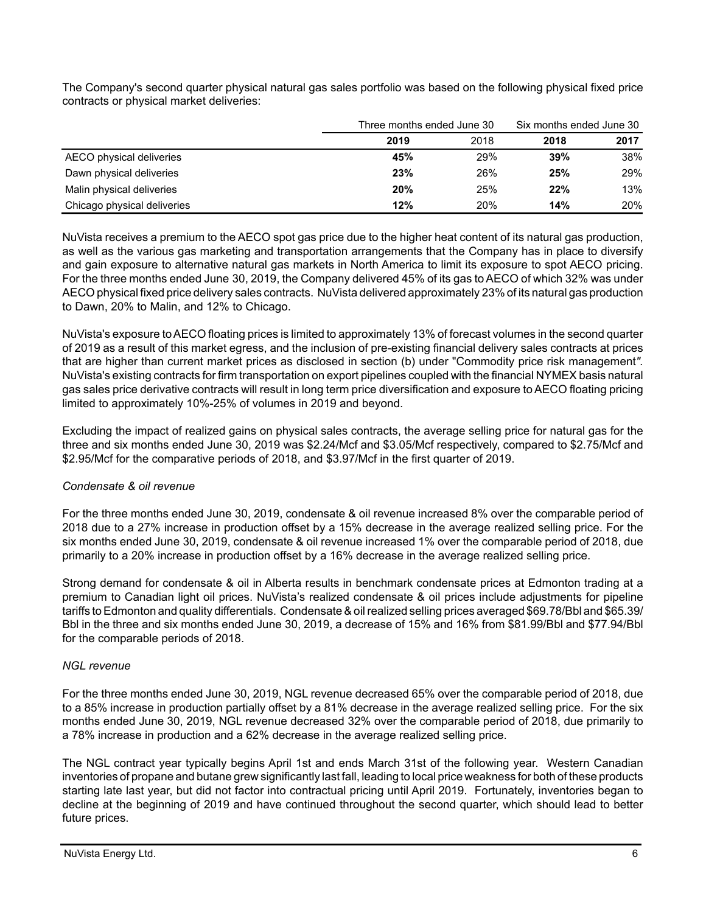The Company's second quarter physical natural gas sales portfolio was based on the following physical fixed price contracts or physical market deliveries:

| | Three months ended June 30 | | Six months ended June 30 | |
|---|---|---|---|---|
| | **2019** | 2018 | **2018** | 2017 |
| AECO physical deliveries | **45%** | 29% | **39%** | 38% |
| Dawn physical deliveries | **23%** | 26% | **25%** | 29% |
| Malin physical deliveries | **20%** | 25% | **22%** | 13% |
| Chicago physical deliveries | **12%** | 20% | **14%** | 20% |

NuVista receives a premium to the AECO spot gas price due to the higher heat content of its natural gas production, as well as the various gas marketing and transportation arrangements that the Company has in place to diversify and gain exposure to alternative natural gas markets in North America to limit its exposure to spot AECO pricing. For the three months ended June 30, 2019, the Company delivered 45% of its gas to AECO of which 32% was under AECO physical fixed price delivery sales contracts. NuVista delivered approximately 23% of its natural gas production to Dawn, 20% to Malin, and 12% to Chicago.

NuVista's exposure to AECO floating prices is limited to approximately 13% of forecast volumes in the second quarter of 2019 as a result of this market egress, and the inclusion of pre-existing financial delivery sales contracts at prices that are higher than current market prices as disclosed in section (b) under "Commodity price risk management". NuVista's existing contracts for firm transportation on export pipelines coupled with the financial NYMEX basis natural gas sales price derivative contracts will result in long term price diversification and exposure to AECO floating pricing limited to approximately 10%-25% of volumes in 2019 and beyond.

Excluding the impact of realized gains on physical sales contracts, the average selling price for natural gas for the three and six months ended June 30, 2019 was $2.24/Mcf and $3.05/Mcf respectively, compared to $2.75/Mcf and $2.95/Mcf for the comparative periods of 2018, and $3.97/Mcf in the first quarter of 2019.

*Condensate & oil revenue*

For the three months ended June 30, 2019, condensate & oil revenue increased 8% over the comparable period of 2018 due to a 27% increase in production offset by a 15% decrease in the average realized selling price. For the six months ended June 30, 2019, condensate & oil revenue increased 1% over the comparable period of 2018, due primarily to a 20% increase in production offset by a 16% decrease in the average realized selling price.

Strong demand for condensate & oil in Alberta results in benchmark condensate prices at Edmonton trading at a premium to Canadian light oil prices. NuVista's realized condensate & oil prices include adjustments for pipeline tariffs to Edmonton and quality differentials. Condensate & oil realized selling prices averaged $69.78/Bbl and $65.39/Bbl in the three and six months ended June 30, 2019, a decrease of 15% and 16% from $81.99/Bbl and $77.94/Bbl for the comparable periods of 2018.

*NGL revenue*

For the three months ended June 30, 2019, NGL revenue decreased 65% over the comparable period of 2018, due to a 85% increase in production partially offset by a 81% decrease in the average realized selling price. For the six months ended June 30, 2019, NGL revenue decreased 32% over the comparable period of 2018, due primarily to a 78% increase in production and a 62% decrease in the average realized selling price.

The NGL contract year typically begins April 1st and ends March 31st of the following year. Western Canadian inventories of propane and butane grew significantly last fall, leading to local price weakness for both of these products starting late last year, but did not factor into contractual pricing until April 2019. Fortunately, inventories began to decline at the beginning of 2019 and have continued throughout the second quarter, which should lead to better future prices.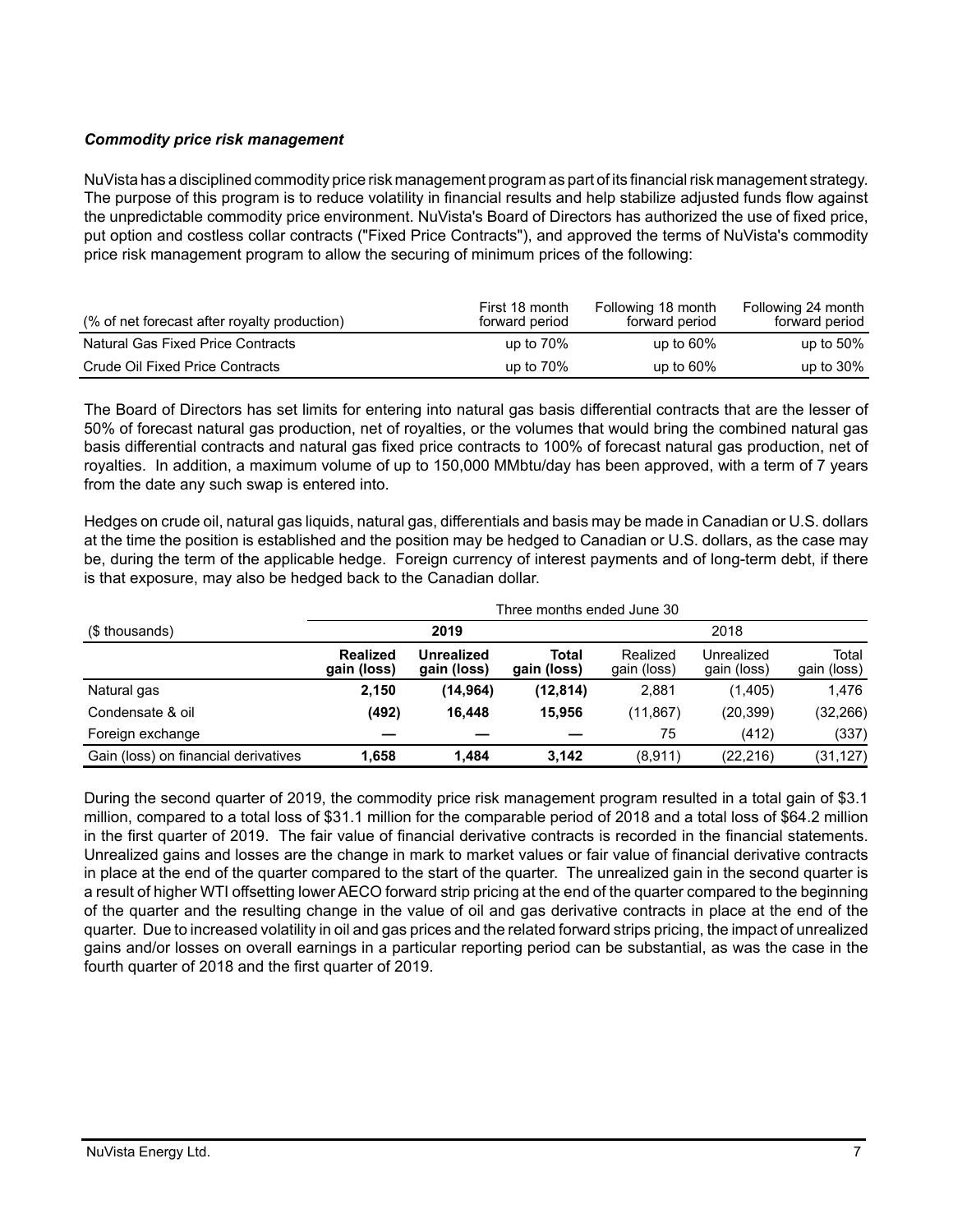***Commodity price risk management***

NuVista has a disciplined commodity price risk management program as part of its financial risk management strategy. The purpose of this program is to reduce volatility in financial results and help stabilize adjusted funds flow against the unpredictable commodity price environment. NuVista's Board of Directors has authorized the use of fixed price, put option and costless collar contracts ("Fixed Price Contracts"), and approved the terms of NuVista's commodity price risk management program to allow the securing of minimum prices of the following:

| (% of net forecast after royalty production) | First 18 month forward period | Following 18 month forward period | Following 24 month forward period |
|---|---|---|---|
| Natural Gas Fixed Price Contracts | up to 70% | up to 60% | up to 50% |
| Crude Oil Fixed Price Contracts | up to 70% | up to 60% | up to 30% |

The Board of Directors has set limits for entering into natural gas basis differential contracts that are the lesser of 50% of forecast natural gas production, net of royalties, or the volumes that would bring the combined natural gas basis differential contracts and natural gas fixed price contracts to 100% of forecast natural gas production, net of royalties. In addition, a maximum volume of up to 150,000 MMbtu/day has been approved, with a term of 7 years from the date any such swap is entered into.

Hedges on crude oil, natural gas liquids, natural gas, differentials and basis may be made in Canadian or U.S. dollars at the time the position is established and the position may be hedged to Canadian or U.S. dollars, as the case may be, during the term of the applicable hedge. Foreign currency of interest payments and of long-term debt, if there is that exposure, may also be hedged back to the Canadian dollar.

| | Three months ended June 30 | | | | | |
|---|---|---|---|---|---|---|
| ($ thousands) | **2019** | | | 2018 | | |
| | **Realized gain (loss)** | **Unrealized gain (loss)** | **Total gain (loss)** | Realized gain (loss) | Unrealized gain (loss) | Total gain (loss) |
| Natural gas | **2,150** | **(14,964)** | **(12,814)** | 2,881 | (1,405) | 1,476 |
| Condensate & oil | **(492)** | **16,448** | **15,956** | (11,867) | (20,399) | (32,266) |
| Foreign exchange | **—** | **—** | **—** | 75 | (412) | (337) |
| Gain (loss) on financial derivatives | **1,658** | **1,484** | **3,142** | (8,911) | (22,216) | (31,127) |

During the second quarter of 2019, the commodity price risk management program resulted in a total gain of $3.1 million, compared to a total loss of $31.1 million for the comparable period of 2018 and a total loss of $64.2 million in the first quarter of 2019. The fair value of financial derivative contracts is recorded in the financial statements. Unrealized gains and losses are the change in mark to market values or fair value of financial derivative contracts in place at the end of the quarter compared to the start of the quarter. The unrealized gain in the second quarter is a result of higher WTI offsetting lower AECO forward strip pricing at the end of the quarter compared to the beginning of the quarter and the resulting change in the value of oil and gas derivative contracts in place at the end of the quarter. Due to increased volatility in oil and gas prices and the related forward strips pricing, the impact of unrealized gains and/or losses on overall earnings in a particular reporting period can be substantial, as was the case in the fourth quarter of 2018 and the first quarter of 2019.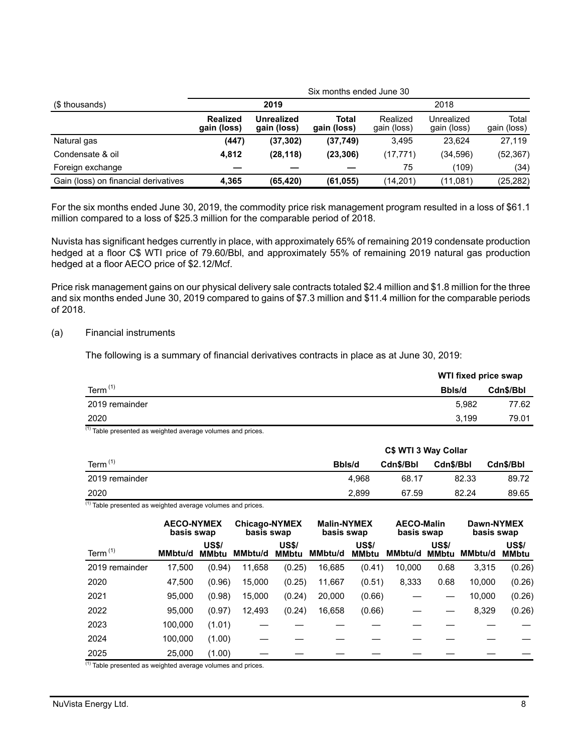| ($ thousands) | Six months ended June 30 | | | | | |
|---|---|---|---|---|---|---|
| | **2019** | | | 2018 | | |
| | **Realized gain (loss)** | **Unrealized gain (loss)** | **Total gain (loss)** | Realized gain (loss) | Unrealized gain (loss) | Total gain (loss) |
| Natural gas | **(447)** | **(37,302)** | **(37,749)** | 3,495 | 23,624 | 27,119 |
| Condensate & oil | **4,812** | **(28,118)** | **(23,306)** | (17,771) | (34,596) | (52,367) |
| Foreign exchange | **—** | **—** | **—** | 75 | (109) | (34) |
| Gain (loss) on financial derivatives | **4,365** | **(65,420)** | **(61,055)** | (14,201) | (11,081) | (25,282) |

For the six months ended June 30, 2019, the commodity price risk management program resulted in a loss of $61.1 million compared to a loss of $25.3 million for the comparable period of 2018.

Nuvista has significant hedges currently in place, with approximately 65% of remaining 2019 condensate production hedged at a floor C$ WTI price of 79.60/Bbl, and approximately 55% of remaining 2019 natural gas production hedged at a floor AECO price of $2.12/Mcf.

Price risk management gains on our physical delivery sale contracts totaled $2.4 million and $1.8 million for the three and six months ended June 30, 2019 compared to gains of $7.3 million and $11.4 million for the comparable periods of 2018.

(a) Financial instruments

The following is a summary of financial derivatives contracts in place as at June 30, 2019:

| | **WTI fixed price swap** | |
|---|---|---|
| Term [1] | **Bbls/d** | **Cdn$/Bbl** |
| 2019 remainder | 5,982 | 77.62 |
| 2020 | 3,199 | 79.01 |

[1] Table presented as weighted average volumes and prices.

| | **C$ WTI 3 Way Collar** | | | |
|---|---|---|---|---|
| Term [1] | **Bbls/d** | **Cdn$/Bbl** | **Cdn$/Bbl** | **Cdn$/Bbl** |
| 2019 remainder | 4,968 | 68.17 | 82.33 | 89.72 |
| 2020 | 2,899 | 67.59 | 82.24 | 89.65 |

[1] Table presented as weighted average volumes and prices.

| | **AECO-NYMEX basis swap** | | **Chicago-NYMEX basis swap** | | **Malin-NYMEX basis swap** | | **AECO-Malin basis swap** | | **Dawn-NYMEX basis swap** | |
|---|---|---|---|---|---|---|---|---|---|---|
| Term [1] | **MMbtu/d** | **US$/ MMbtu** | **MMbtu/d** | **US$/ MMbtu** | **MMbtu/d** | **US$/ MMbtu** | **MMbtu/d** | **US$/ MMbtu** | **MMbtu/d** | **US$/ MMbtu** |
| 2019 remainder | 17,500 | (0.94) | 11,658 | (0.25) | 16,685 | (0.41) | 10,000 | 0.68 | 3,315 | (0.26) |
| 2020 | 47,500 | (0.96) | 15,000 | (0.25) | 11,667 | (0.51) | 8,333 | 0.68 | 10,000 | (0.26) |
| 2021 | 95,000 | (0.98) | 15,000 | (0.24) | 20,000 | (0.66) | — | — | 10,000 | (0.26) |
| 2022 | 95,000 | (0.97) | 12,493 | (0.24) | 16,658 | (0.66) | — | — | 8,329 | (0.26) |
| 2023 | 100,000 | (1.01) | — | — | — | — | — | — | — | — |
| 2024 | 100,000 | (1.00) | — | — | — | — | — | — | — | — |
| 2025 | 25,000 | (1.00) | — | — | — | — | — | — | — | — |

[1] Table presented as weighted average volumes and prices.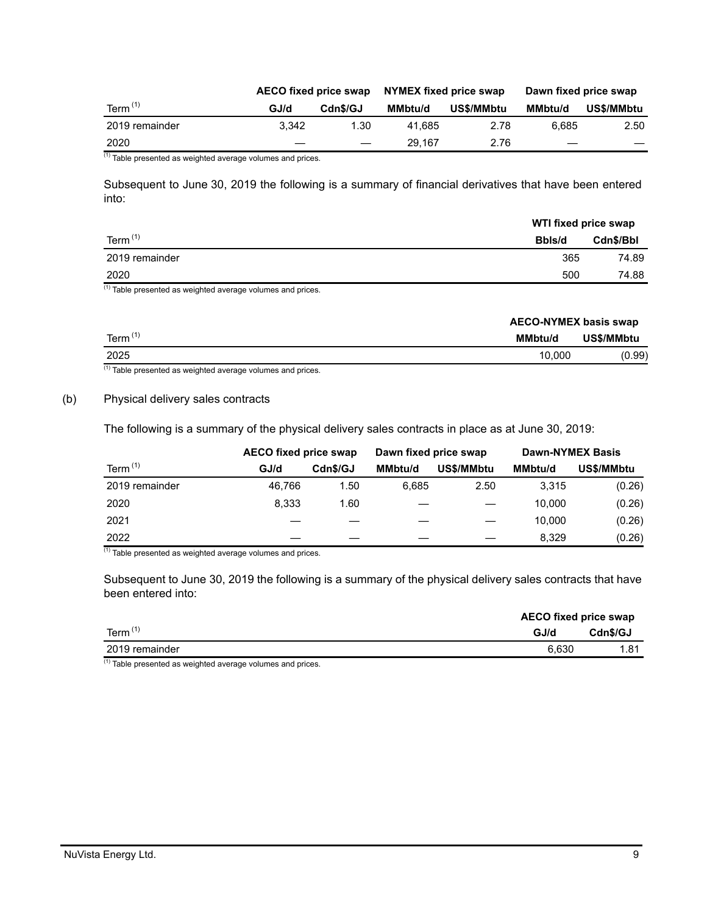| Term [(1)] | AECO fixed price swap | | NYMEX fixed price swap | | Dawn fixed price swap | |
|---|---|---|---|---|---|---|
| | GJ/d | Cdn$/GJ | MMbtu/d | US$/MMbtu | MMbtu/d | US$/MMbtu |
| 2019 remainder | 3,342 | 1.30 | 41,685 | 2.78 | 6,685 | 2.50 |
| 2020 | — | — | 29,167 | 2.76 | — | — |

[(1)] Table presented as weighted average volumes and prices.

Subsequent to June 30, 2019 the following is a summary of financial derivatives that have been entered into:

| Term [(1)] | WTI fixed price swap | |
|---|---|---|
| | Bbls/d | Cdn$/Bbl |
| 2019 remainder | 365 | 74.89 |
| 2020 | 500 | 74.88 |

[(1)] Table presented as weighted average volumes and prices.

| Term [(1)] | AECO-NYMEX basis swap | |
|---|---|---|
| | MMbtu/d | US$/MMbtu |
| 2025 | 10,000 | (0.99) |

[(1)] Table presented as weighted average volumes and prices.

(b) Physical delivery sales contracts

The following is a summary of the physical delivery sales contracts in place as at June 30, 2019:

| Term [(1)] | AECO fixed price swap | | Dawn fixed price swap | | Dawn-NYMEX Basis | |
|---|---|---|---|---|---|---|
| | GJ/d | Cdn$/GJ | MMbtu/d | US$/MMbtu | MMbtu/d | US$/MMbtu |
| 2019 remainder | 46,766 | 1.50 | 6,685 | 2.50 | 3,315 | (0.26) |
| 2020 | 8,333 | 1.60 | — | — | 10,000 | (0.26) |
| 2021 | — | — | — | — | 10,000 | (0.26) |
| 2022 | — | — | — | — | 8,329 | (0.26) |

[(1)] Table presented as weighted average volumes and prices.

Subsequent to June 30, 2019 the following is a summary of the physical delivery sales contracts that have been entered into:

| Term [(1)] | AECO fixed price swap | |
|---|---|---|
| | GJ/d | Cdn$/GJ |
| 2019 remainder | 6,630 | 1.81 |

[(1)] Table presented as weighted average volumes and prices.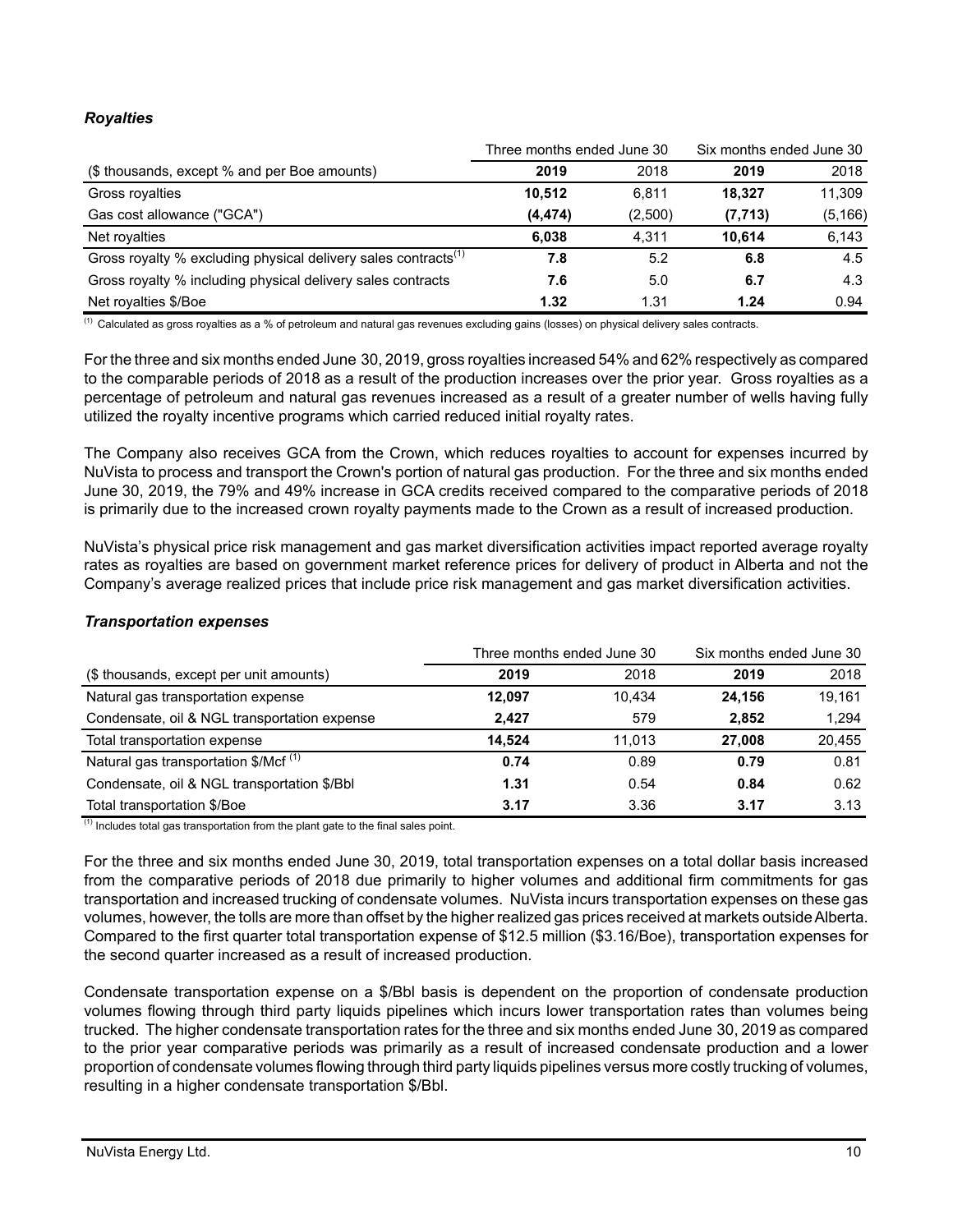### *Royalties*

| | Three months ended June 30 | | Six months ended June 30 | |
|---|---|---|---|---|
| ($ thousands, except % and per Boe amounts) | **2019** | 2018 | **2019** | 2018 |
| Gross royalties | **10,512** | 6,811 | **18,327** | 11,309 |
| Gas cost allowance ("GCA") | **(4,474)** | (2,500) | **(7,713)** | (5,166) |
| Net royalties | **6,038** | 4,311 | **10,614** | 6,143 |
| Gross royalty % excluding physical delivery sales contracts[1] | **7.8** | 5.2 | **6.8** | 4.5 |
| Gross royalty % including physical delivery sales contracts | **7.6** | 5.0 | **6.7** | 4.3 |
| Net royalties $/Boe | **1.32** | 1.31 | **1.24** | 0.94 |

[1] Calculated as gross royalties as a % of petroleum and natural gas revenues excluding gains (losses) on physical delivery sales contracts.

For the three and six months ended June 30, 2019, gross royalties increased 54% and 62% respectively as compared to the comparable periods of 2018 as a result of the production increases over the prior year. Gross royalties as a percentage of petroleum and natural gas revenues increased as a result of a greater number of wells having fully utilized the royalty incentive programs which carried reduced initial royalty rates.

The Company also receives GCA from the Crown, which reduces royalties to account for expenses incurred by NuVista to process and transport the Crown's portion of natural gas production. For the three and six months ended June 30, 2019, the 79% and 49% increase in GCA credits received compared to the comparative periods of 2018 is primarily due to the increased crown royalty payments made to the Crown as a result of increased production.

NuVista's physical price risk management and gas market diversification activities impact reported average royalty rates as royalties are based on government market reference prices for delivery of product in Alberta and not the Company's average realized prices that include price risk management and gas market diversification activities.

### *Transportation expenses*

| | Three months ended June 30 | | Six months ended June 30 | |
|---|---|---|---|---|
| ($ thousands, except per unit amounts) | **2019** | 2018 | **2019** | 2018 |
| Natural gas transportation expense | **12,097** | 10,434 | **24,156** | 19,161 |
| Condensate, oil & NGL transportation expense | **2,427** | 579 | **2,852** | 1,294 |
| Total transportation expense | **14,524** | 11,013 | **27,008** | 20,455 |
| Natural gas transportation $/Mcf [1] | **0.74** | 0.89 | **0.79** | 0.81 |
| Condensate, oil & NGL transportation $/Bbl | **1.31** | 0.54 | **0.84** | 0.62 |
| Total transportation $/Boe | **3.17** | 3.36 | **3.17** | 3.13 |

[1] Includes total gas transportation from the plant gate to the final sales point.

For the three and six months ended June 30, 2019, total transportation expenses on a total dollar basis increased from the comparative periods of 2018 due primarily to higher volumes and additional firm commitments for gas transportation and increased trucking of condensate volumes. NuVista incurs transportation expenses on these gas volumes, however, the tolls are more than offset by the higher realized gas prices received at markets outside Alberta. Compared to the first quarter total transportation expense of $12.5 million ($3.16/Boe), transportation expenses for the second quarter increased as a result of increased production.

Condensate transportation expense on a $/Bbl basis is dependent on the proportion of condensate production volumes flowing through third party liquids pipelines which incurs lower transportation rates than volumes being trucked. The higher condensate transportation rates for the three and six months ended June 30, 2019 as compared to the prior year comparative periods was primarily as a result of increased condensate production and a lower proportion of condensate volumes flowing through third party liquids pipelines versus more costly trucking of volumes, resulting in a higher condensate transportation $/Bbl.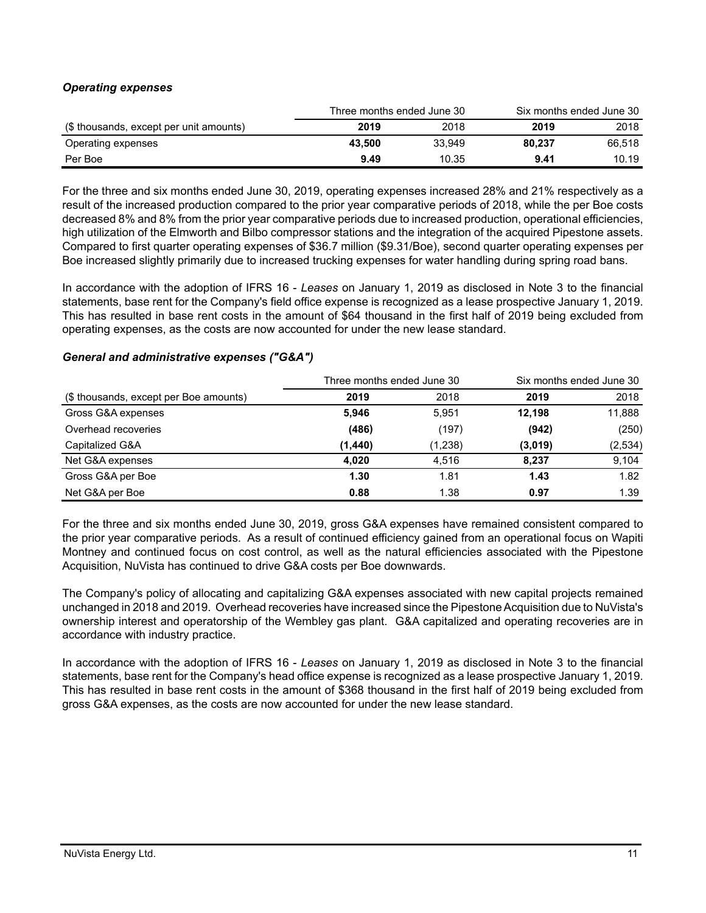### *Operating expenses*

| | Three months ended June 30 | | Six months ended June 30 | |
|---|---|---|---|---|
| ($ thousands, except per unit amounts) | **2019** | 2018 | **2019** | 2018 |
| Operating expenses | **43,500** | 33,949 | **80,237** | 66,518 |
| Per Boe | **9.49** | 10.35 | **9.41** | 10.19 |

For the three and six months ended June 30, 2019, operating expenses increased 28% and 21% respectively as a result of the increased production compared to the prior year comparative periods of 2018, while the per Boe costs decreased 8% and 8% from the prior year comparative periods due to increased production, operational efficiencies, high utilization of the Elmworth and Bilbo compressor stations and the integration of the acquired Pipestone assets. Compared to first quarter operating expenses of $36.7 million ($9.31/Boe), second quarter operating expenses per Boe increased slightly primarily due to increased trucking expenses for water handling during spring road bans.

In accordance with the adoption of IFRS 16 - *Leases* on January 1, 2019 as disclosed in Note 3 to the financial statements, base rent for the Company's field office expense is recognized as a lease prospective January 1, 2019. This has resulted in base rent costs in the amount of $64 thousand in the first half of 2019 being excluded from operating expenses, as the costs are now accounted for under the new lease standard.

### *General and administrative expenses ("G&A")*

| | Three months ended June 30 | | Six months ended June 30 | |
|---|---|---|---|---|
| ($ thousands, except per Boe amounts) | **2019** | 2018 | **2019** | 2018 |
| Gross G&A expenses | **5,946** | 5,951 | **12,198** | 11,888 |
| Overhead recoveries | **(486)** | (197) | **(942)** | (250) |
| Capitalized G&A | **(1,440)** | (1,238) | **(3,019)** | (2,534) |
| Net G&A expenses | **4,020** | 4,516 | **8,237** | 9,104 |
| Gross G&A per Boe | **1.30** | 1.81 | **1.43** | 1.82 |
| Net G&A per Boe | **0.88** | 1.38 | **0.97** | 1.39 |

For the three and six months ended June 30, 2019, gross G&A expenses have remained consistent compared to the prior year comparative periods. As a result of continued efficiency gained from an operational focus on Wapiti Montney and continued focus on cost control, as well as the natural efficiencies associated with the Pipestone Acquisition, NuVista has continued to drive G&A costs per Boe downwards.

The Company's policy of allocating and capitalizing G&A expenses associated with new capital projects remained unchanged in 2018 and 2019. Overhead recoveries have increased since the Pipestone Acquisition due to NuVista's ownership interest and operatorship of the Wembley gas plant. G&A capitalized and operating recoveries are in accordance with industry practice.

In accordance with the adoption of IFRS 16 - *Leases* on January 1, 2019 as disclosed in Note 3 to the financial statements, base rent for the Company's head office expense is recognized as a lease prospective January 1, 2019. This has resulted in base rent costs in the amount of $368 thousand in the first half of 2019 being excluded from gross G&A expenses, as the costs are now accounted for under the new lease standard.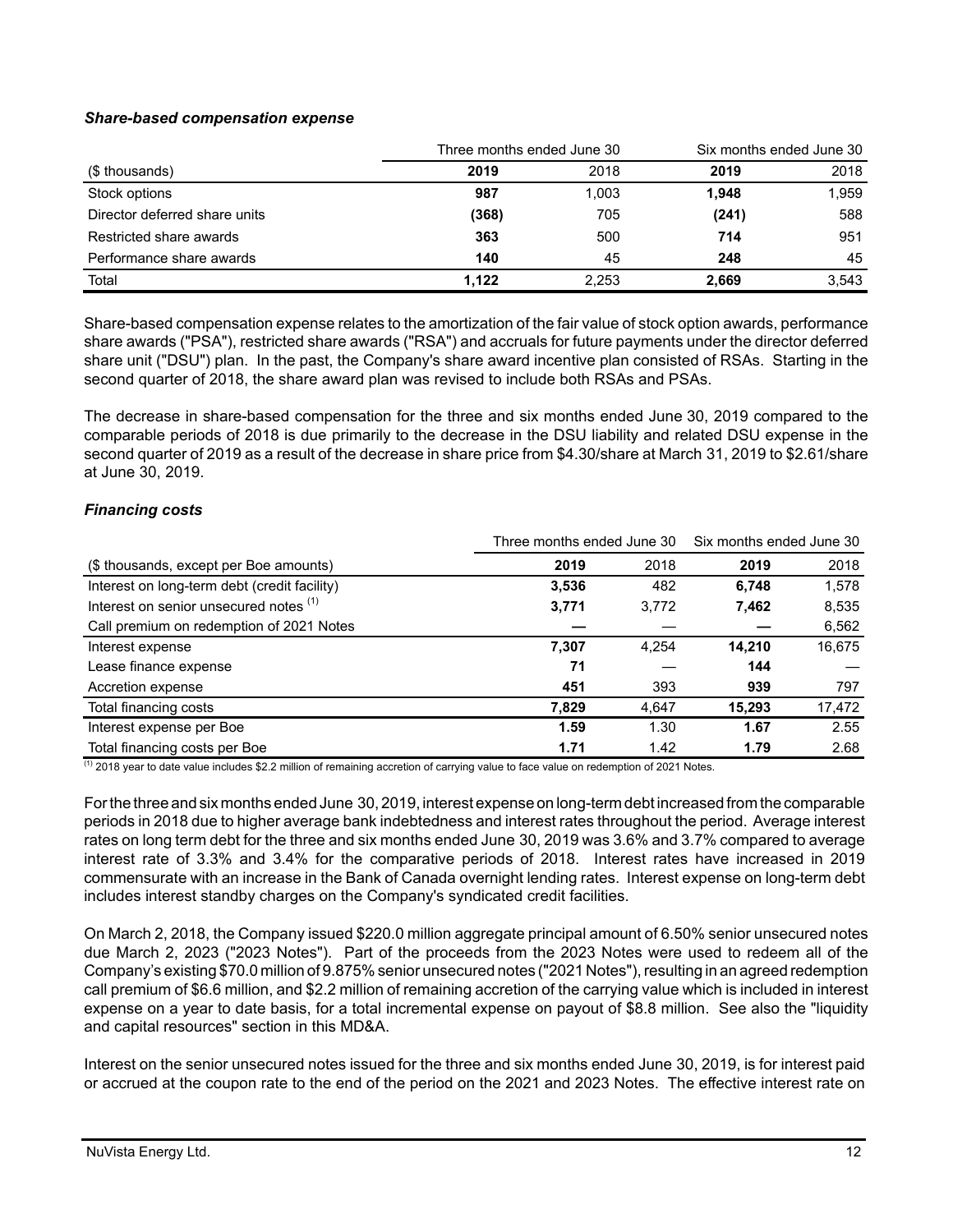### *Share-based compensation expense*

| | Three months ended June 30 | | Six months ended June 30 | |
|---|---|---|---|---|
| ($ thousands) | **2019** | 2018 | **2019** | 2018 |
| Stock options | **987** | 1,003 | **1,948** | 1,959 |
| Director deferred share units | **(368)** | 705 | **(241)** | 588 |
| Restricted share awards | **363** | 500 | **714** | 951 |
| Performance share awards | **140** | 45 | **248** | 45 |
| Total | **1,122** | 2,253 | **2,669** | 3,543 |

Share-based compensation expense relates to the amortization of the fair value of stock option awards, performance share awards ("PSA"), restricted share awards ("RSA") and accruals for future payments under the director deferred share unit ("DSU") plan. In the past, the Company's share award incentive plan consisted of RSAs. Starting in the second quarter of 2018, the share award plan was revised to include both RSAs and PSAs.

The decrease in share-based compensation for the three and six months ended June 30, 2019 compared to the comparable periods of 2018 is due primarily to the decrease in the DSU liability and related DSU expense in the second quarter of 2019 as a result of the decrease in share price from $4.30/share at March 31, 2019 to $2.61/share at June 30, 2019.

### *Financing costs*

| | Three months ended June 30 | | Six months ended June 30 | |
|---|---|---|---|---|
| ($ thousands, except per Boe amounts) | **2019** | 2018 | **2019** | 2018 |
| Interest on long-term debt (credit facility) | **3,536** | 482 | **6,748** | 1,578 |
| Interest on senior unsecured notes [(1)] | **3,771** | 3,772 | **7,462** | 8,535 |
| Call premium on redemption of 2021 Notes | **—** | — | **—** | 6,562 |
| Interest expense | **7,307** | 4,254 | **14,210** | 16,675 |
| Lease finance expense | **71** | — | **144** | — |
| Accretion expense | **451** | 393 | **939** | 797 |
| Total financing costs | **7,829** | 4,647 | **15,293** | 17,472 |
| Interest expense per Boe | **1.59** | 1.30 | **1.67** | 2.55 |
| Total financing costs per Boe | **1.71** | 1.42 | **1.79** | 2.68 |

[(1)] 2018 year to date value includes $2.2 million of remaining accretion of carrying value to face value on redemption of 2021 Notes.

For the three and six months ended June 30, 2019, interest expense on long-term debt increased from the comparable periods in 2018 due to higher average bank indebtedness and interest rates throughout the period. Average interest rates on long term debt for the three and six months ended June 30, 2019 was 3.6% and 3.7% compared to average interest rate of 3.3% and 3.4% for the comparative periods of 2018. Interest rates have increased in 2019 commensurate with an increase in the Bank of Canada overnight lending rates. Interest expense on long-term debt includes interest standby charges on the Company's syndicated credit facilities.

On March 2, 2018, the Company issued $220.0 million aggregate principal amount of 6.50% senior unsecured notes due March 2, 2023 ("2023 Notes"). Part of the proceeds from the 2023 Notes were used to redeem all of the Company's existing $70.0 million of 9.875% senior unsecured notes ("2021 Notes"), resulting in an agreed redemption call premium of $6.6 million, and $2.2 million of remaining accretion of the carrying value which is included in interest expense on a year to date basis, for a total incremental expense on payout of $8.8 million. See also the "liquidity and capital resources" section in this MD&A.

Interest on the senior unsecured notes issued for the three and six months ended June 30, 2019, is for interest paid or accrued at the coupon rate to the end of the period on the 2021 and 2023 Notes. The effective interest rate on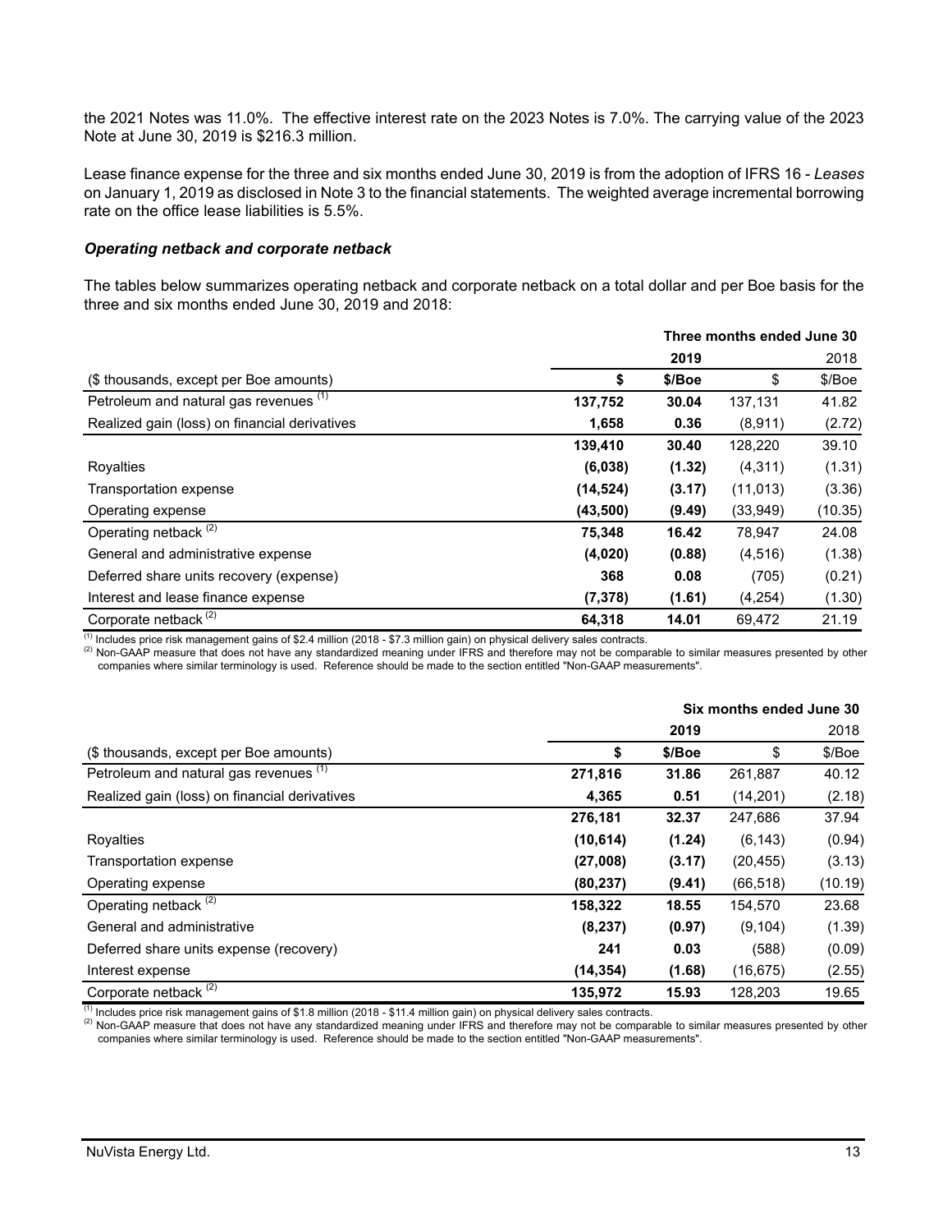the 2021 Notes was 11.0%. The effective interest rate on the 2023 Notes is 7.0%. The carrying value of the 2023 Note at June 30, 2019 is $216.3 million.

Lease finance expense for the three and six months ended June 30, 2019 is from the adoption of IFRS 16 - *Leases* on January 1, 2019 as disclosed in Note 3 to the financial statements. The weighted average incremental borrowing rate on the office lease liabilities is 5.5%.

***Operating netback and corporate netback***

The tables below summarizes operating netback and corporate netback on a total dollar and per Boe basis for the three and six months ended June 30, 2019 and 2018:

| | **Three months ended June 30** | | | |
|---|---|---|---|---|
| | **2019** | | 2018 | |
| ($ thousands, except per Boe amounts) | **$** | **$/Boe** | $ | $/Boe |
| Petroleum and natural gas revenues [1] | **137,752** | **30.04** | 137,131 | 41.82 |
| Realized gain (loss) on financial derivatives | **1,658** | **0.36** | (8,911) | (2.72) |
| | **139,410** | **30.40** | 128,220 | 39.10 |
| Royalties | **(6,038)** | **(1.32)** | (4,311) | (1.31) |
| Transportation expense | **(14,524)** | **(3.17)** | (11,013) | (3.36) |
| Operating expense | **(43,500)** | **(9.49)** | (33,949) | (10.35) |
| Operating netback [2] | **75,348** | **16.42** | 78,947 | 24.08 |
| General and administrative expense | **(4,020)** | **(0.88)** | (4,516) | (1.38) |
| Deferred share units recovery (expense) | **368** | **0.08** | (705) | (0.21) |
| Interest and lease finance expense | **(7,378)** | **(1.61)** | (4,254) | (1.30) |
| Corporate netback [2] | **64,318** | **14.01** | 69,472 | 21.19 |

[1] Includes price risk management gains of $2.4 million (2018 - $7.3 million gain) on physical delivery sales contracts.
[2] Non-GAAP measure that does not have any standardized meaning under IFRS and therefore may not be comparable to similar measures presented by other companies where similar terminology is used. Reference should be made to the section entitled "Non-GAAP measurements".

| | **Six months ended June 30** | | | |
|---|---|---|---|---|
| | **2019** | | 2018 | |
| ($ thousands, except per Boe amounts) | **$** | **$/Boe** | $ | $/Boe |
| Petroleum and natural gas revenues [1] | **271,816** | **31.86** | 261,887 | 40.12 |
| Realized gain (loss) on financial derivatives | **4,365** | **0.51** | (14,201) | (2.18) |
| | **276,181** | **32.37** | 247,686 | 37.94 |
| Royalties | **(10,614)** | **(1.24)** | (6,143) | (0.94) |
| Transportation expense | **(27,008)** | **(3.17)** | (20,455) | (3.13) |
| Operating expense | **(80,237)** | **(9.41)** | (66,518) | (10.19) |
| Operating netback [2] | **158,322** | **18.55** | 154,570 | 23.68 |
| General and administrative | **(8,237)** | **(0.97)** | (9,104) | (1.39) |
| Deferred share units expense (recovery) | **241** | **0.03** | (588) | (0.09) |
| Interest expense | **(14,354)** | **(1.68)** | (16,675) | (2.55) |
| Corporate netback [2] | **135,972** | **15.93** | 128,203 | 19.65 |

[1] Includes price risk management gains of $1.8 million (2018 - $11.4 million gain) on physical delivery sales contracts.
[2] Non-GAAP measure that does not have any standardized meaning under IFRS and therefore may not be comparable to similar measures presented by other companies where similar terminology is used. Reference should be made to the section entitled "Non-GAAP measurements".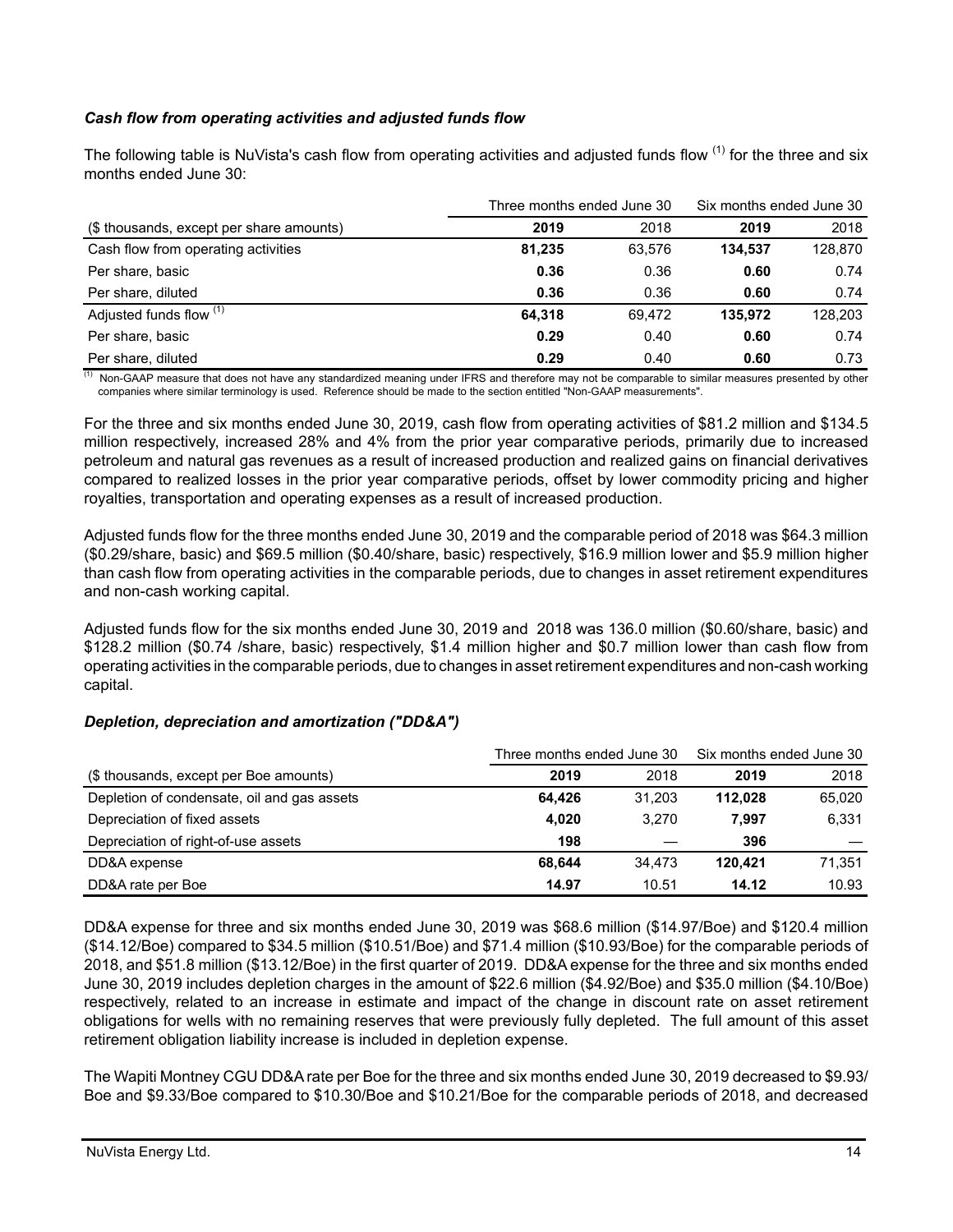### *Cash flow from operating activities and adjusted funds flow*

The following table is NuVista's cash flow from operating activities and adjusted funds flow [(1)] for the three and six months ended June 30:

| | Three months ended June 30 | | Six months ended June 30 | |
|---|---|---|---|---|
| ($ thousands, except per share amounts) | **2019** | 2018 | **2019** | 2018 |
| Cash flow from operating activities | **81,235** | 63,576 | **134,537** | 128,870 |
| Per share, basic | **0.36** | 0.36 | **0.60** | 0.74 |
| Per share, diluted | **0.36** | 0.36 | **0.60** | 0.74 |
| Adjusted funds flow [(1)] | **64,318** | 69,472 | **135,972** | 128,203 |
| Per share, basic | **0.29** | 0.40 | **0.60** | 0.74 |
| Per share, diluted | **0.29** | 0.40 | **0.60** | 0.73 |

[(1)] Non-GAAP measure that does not have any standardized meaning under IFRS and therefore may not be comparable to similar measures presented by other companies where similar terminology is used. Reference should be made to the section entitled "Non-GAAP measurements".

For the three and six months ended June 30, 2019, cash flow from operating activities of $81.2 million and $134.5 million respectively, increased 28% and 4% from the prior year comparative periods, primarily due to increased petroleum and natural gas revenues as a result of increased production and realized gains on financial derivatives compared to realized losses in the prior year comparative periods, offset by lower commodity pricing and higher royalties, transportation and operating expenses as a result of increased production.

Adjusted funds flow for the three months ended June 30, 2019 and the comparable period of 2018 was $64.3 million ($0.29/share, basic) and $69.5 million ($0.40/share, basic) respectively, $16.9 million lower and $5.9 million higher than cash flow from operating activities in the comparable periods, due to changes in asset retirement expenditures and non-cash working capital.

Adjusted funds flow for the six months ended June 30, 2019 and 2018 was 136.0 million ($0.60/share, basic) and $128.2 million ($0.74 /share, basic) respectively, $1.4 million higher and $0.7 million lower than cash flow from operating activities in the comparable periods, due to changes in asset retirement expenditures and non-cash working capital.

### *Depletion, depreciation and amortization ("DD&A")*

| | Three months ended June 30 | | Six months ended June 30 | |
|---|---|---|---|---|
| ($ thousands, except per Boe amounts) | **2019** | 2018 | **2019** | 2018 |
| Depletion of condensate, oil and gas assets | **64,426** | 31,203 | **112,028** | 65,020 |
| Depreciation of fixed assets | **4,020** | 3,270 | **7,997** | 6,331 |
| Depreciation of right-of-use assets | **198** | — | **396** | — |
| DD&A expense | **68,644** | 34,473 | **120,421** | 71,351 |
| DD&A rate per Boe | **14.97** | 10.51 | **14.12** | 10.93 |

DD&A expense for three and six months ended June 30, 2019 was $68.6 million ($14.97/Boe) and $120.4 million ($14.12/Boe) compared to $34.5 million ($10.51/Boe) and $71.4 million ($10.93/Boe) for the comparable periods of 2018, and $51.8 million ($13.12/Boe) in the first quarter of 2019. DD&A expense for the three and six months ended June 30, 2019 includes depletion charges in the amount of $22.6 million ($4.92/Boe) and $35.0 million ($4.10/Boe) respectively, related to an increase in estimate and impact of the change in discount rate on asset retirement obligations for wells with no remaining reserves that were previously fully depleted. The full amount of this asset retirement obligation liability increase is included in depletion expense.

The Wapiti Montney CGU DD&A rate per Boe for the three and six months ended June 30, 2019 decreased to $9.93/Boe and $9.33/Boe compared to $10.30/Boe and $10.21/Boe for the comparable periods of 2018, and decreased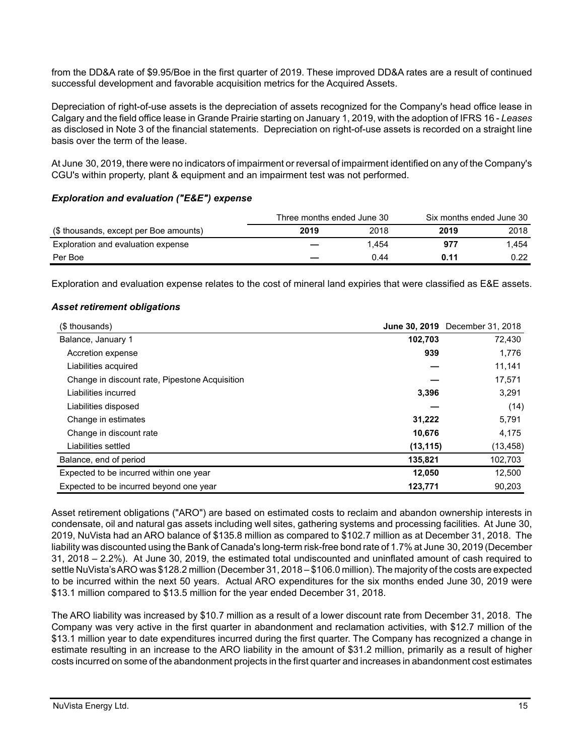from the DD&A rate of $9.95/Boe in the first quarter of 2019. These improved DD&A rates are a result of continued successful development and favorable acquisition metrics for the Acquired Assets.

Depreciation of right-of-use assets is the depreciation of assets recognized for the Company's head office lease in Calgary and the field office lease in Grande Prairie starting on January 1, 2019, with the adoption of IFRS 16 - *Leases* as disclosed in Note 3 of the financial statements. Depreciation on right-of-use assets is recorded on a straight line basis over the term of the lease.

At June 30, 2019, there were no indicators of impairment or reversal of impairment identified on any of the Company's CGU's within property, plant & equipment and an impairment test was not performed.

### *Exploration and evaluation ("E&E") expense*

| | Three months ended June 30 | | Six months ended June 30 | |
|---|---|---|---|---|
| ($ thousands, except per Boe amounts) | **2019** | 2018 | **2019** | 2018 |
| Exploration and evaluation expense | **—** | 1,454 | **977** | 1,454 |
| Per Boe | **—** | 0.44 | **0.11** | 0.22 |

Exploration and evaluation expense relates to the cost of mineral land expiries that were classified as E&E assets.

### *Asset retirement obligations*

| ($ thousands) | **June 30, 2019** | December 31, 2018 |
|---|---|---|
| Balance, January 1 | **102,703** | 72,430 |
| Accretion expense | **939** | 1,776 |
| Liabilities acquired | **—** | 11,141 |
| Change in discount rate, Pipestone Acquisition | **—** | 17,571 |
| Liabilities incurred | **3,396** | 3,291 |
| Liabilities disposed | **—** | (14) |
| Change in estimates | **31,222** | 5,791 |
| Change in discount rate | **10,676** | 4,175 |
| Liabilities settled | **(13,115)** | (13,458) |
| Balance, end of period | **135,821** | 102,703 |
| Expected to be incurred within one year | **12,050** | 12,500 |
| Expected to be incurred beyond one year | **123,771** | 90,203 |

Asset retirement obligations ("ARO") are based on estimated costs to reclaim and abandon ownership interests in condensate, oil and natural gas assets including well sites, gathering systems and processing facilities. At June 30, 2019, NuVista had an ARO balance of $135.8 million as compared to $102.7 million as at December 31, 2018. The liability was discounted using the Bank of Canada's long-term risk-free bond rate of 1.7% at June 30, 2019 (December 31, 2018 – 2.2%). At June 30, 2019, the estimated total undiscounted and uninflated amount of cash required to settle NuVista's ARO was $128.2 million (December 31, 2018 – $106.0 million). The majority of the costs are expected to be incurred within the next 50 years. Actual ARO expenditures for the six months ended June 30, 2019 were $13.1 million compared to $13.5 million for the year ended December 31, 2018.

The ARO liability was increased by $10.7 million as a result of a lower discount rate from December 31, 2018. The Company was very active in the first quarter in abandonment and reclamation activities, with $12.7 million of the $13.1 million year to date expenditures incurred during the first quarter. The Company has recognized a change in estimate resulting in an increase to the ARO liability in the amount of $31.2 million, primarily as a result of higher costs incurred on some of the abandonment projects in the first quarter and increases in abandonment cost estimates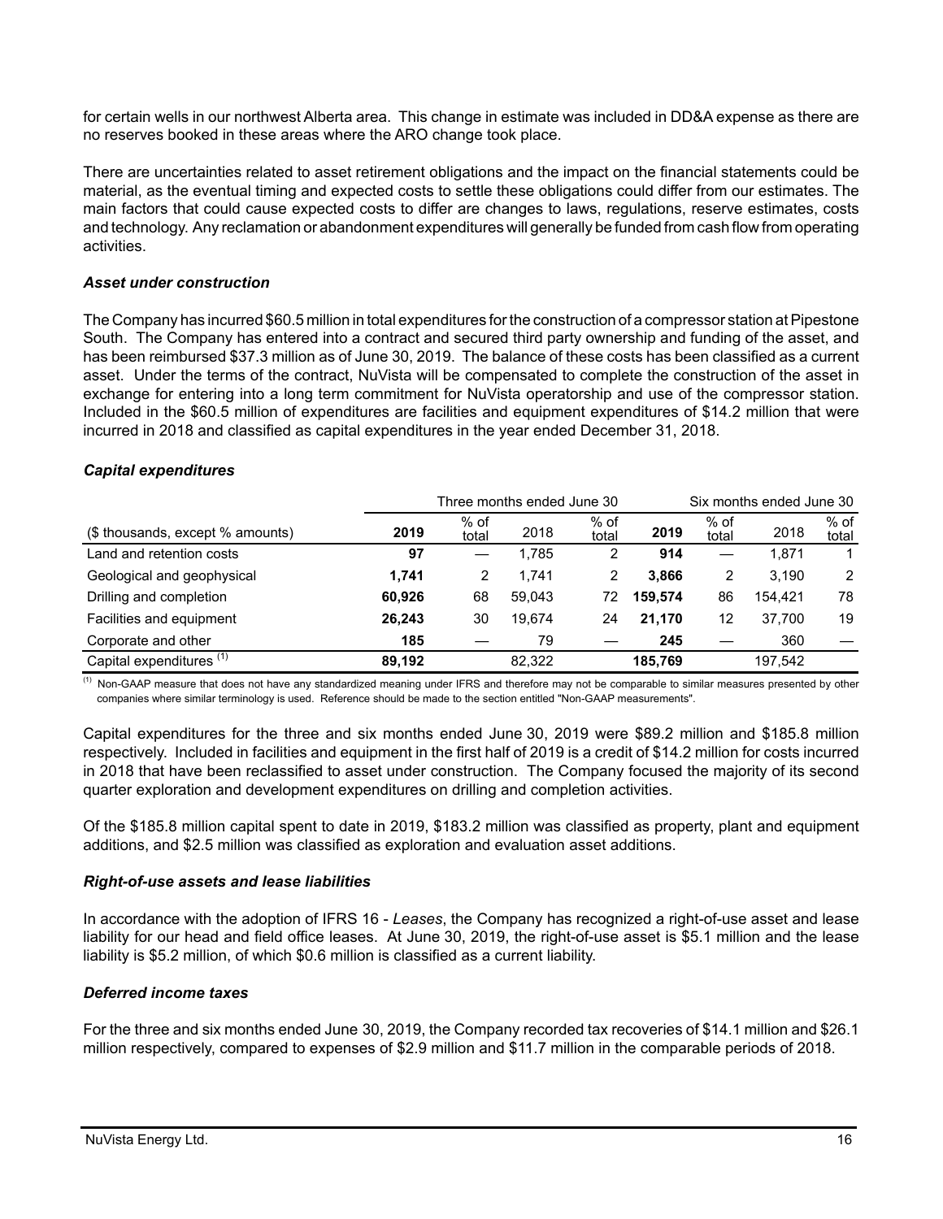for certain wells in our northwest Alberta area. This change in estimate was included in DD&A expense as there are no reserves booked in these areas where the ARO change took place.

There are uncertainties related to asset retirement obligations and the impact on the financial statements could be material, as the eventual timing and expected costs to settle these obligations could differ from our estimates. The main factors that could cause expected costs to differ are changes to laws, regulations, reserve estimates, costs and technology. Any reclamation or abandonment expenditures will generally be funded from cash flow from operating activities.

### *Asset under construction*

The Company has incurred $60.5 million in total expenditures for the construction of a compressor station at Pipestone South. The Company has entered into a contract and secured third party ownership and funding of the asset, and has been reimbursed $37.3 million as of June 30, 2019. The balance of these costs has been classified as a current asset. Under the terms of the contract, NuVista will be compensated to complete the construction of the asset in exchange for entering into a long term commitment for NuVista operatorship and use of the compressor station. Included in the $60.5 million of expenditures are facilities and equipment expenditures of $14.2 million that were incurred in 2018 and classified as capital expenditures in the year ended December 31, 2018.

### *Capital expenditures*

| | Three months ended June 30 | | | | Six months ended June 30 | | | |
|---|---|---|---|---|---|---|---|---|
| ($ thousands, except % amounts) | **2019** | % of total | 2018 | % of total | **2019** | % of total | 2018 | % of total |
| Land and retention costs | **97** | — | 1,785 | 2 | **914** | — | 1,871 | 1 |
| Geological and geophysical | **1,741** | 2 | 1,741 | 2 | **3,866** | 2 | 3,190 | 2 |
| Drilling and completion | **60,926** | 68 | 59,043 | 72 | **159,574** | 86 | 154,421 | 78 |
| Facilities and equipment | **26,243** | 30 | 19,674 | 24 | **21,170** | 12 | 37,700 | 19 |
| Corporate and other | **185** | — | 79 | — | **245** | — | 360 | — |
| Capital expenditures (1) | **89,192** | | 82,322 | | **185,769** | | 197,542 | |

(1) Non-GAAP measure that does not have any standardized meaning under IFRS and therefore may not be comparable to similar measures presented by other companies where similar terminology is used. Reference should be made to the section entitled "Non-GAAP measurements".

Capital expenditures for the three and six months ended June 30, 2019 were $89.2 million and $185.8 million respectively. Included in facilities and equipment in the first half of 2019 is a credit of $14.2 million for costs incurred in 2018 that have been reclassified to asset under construction. The Company focused the majority of its second quarter exploration and development expenditures on drilling and completion activities.

Of the $185.8 million capital spent to date in 2019, $183.2 million was classified as property, plant and equipment additions, and $2.5 million was classified as exploration and evaluation asset additions.

### *Right-of-use assets and lease liabilities*

In accordance with the adoption of IFRS 16 - *Leases*, the Company has recognized a right-of-use asset and lease liability for our head and field office leases. At June 30, 2019, the right-of-use asset is $5.1 million and the lease liability is $5.2 million, of which $0.6 million is classified as a current liability.

### *Deferred income taxes*

For the three and six months ended June 30, 2019, the Company recorded tax recoveries of $14.1 million and $26.1 million respectively, compared to expenses of $2.9 million and $11.7 million in the comparable periods of 2018.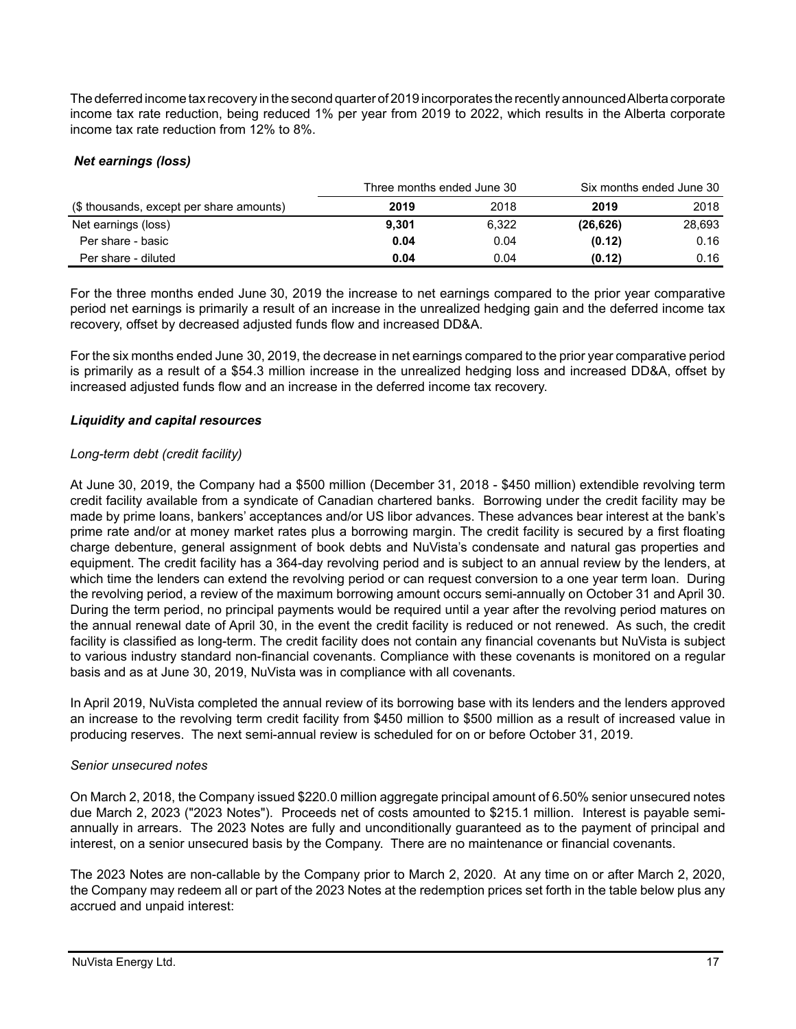The deferred income tax recovery in the second quarter of 2019 incorporates the recently announced Alberta corporate income tax rate reduction, being reduced 1% per year from 2019 to 2022, which results in the Alberta corporate income tax rate reduction from 12% to 8%.

### *Net earnings (loss)*

| | Three months ended June 30 | | Six months ended June 30 | |
|---|---|---|---|---|
| ($ thousands, except per share amounts) | **2019** | 2018 | **2019** | 2018 |
| Net earnings (loss) | **9,301** | 6,322 | **(26,626)** | 28,693 |
| Per share - basic | **0.04** | 0.04 | **(0.12)** | 0.16 |
| Per share - diluted | **0.04** | 0.04 | **(0.12)** | 0.16 |

For the three months ended June 30, 2019 the increase to net earnings compared to the prior year comparative period net earnings is primarily a result of an increase in the unrealized hedging gain and the deferred income tax recovery, offset by decreased adjusted funds flow and increased DD&A.

For the six months ended June 30, 2019, the decrease in net earnings compared to the prior year comparative period is primarily as a result of a $54.3 million increase in the unrealized hedging loss and increased DD&A, offset by increased adjusted funds flow and an increase in the deferred income tax recovery.

### *Liquidity and capital resources*

*Long-term debt (credit facility)*

At June 30, 2019, the Company had a $500 million (December 31, 2018 - $450 million) extendible revolving term credit facility available from a syndicate of Canadian chartered banks. Borrowing under the credit facility may be made by prime loans, bankers' acceptances and/or US libor advances. These advances bear interest at the bank's prime rate and/or at money market rates plus a borrowing margin. The credit facility is secured by a first floating charge debenture, general assignment of book debts and NuVista's condensate and natural gas properties and equipment. The credit facility has a 364-day revolving period and is subject to an annual review by the lenders, at which time the lenders can extend the revolving period or can request conversion to a one year term loan. During the revolving period, a review of the maximum borrowing amount occurs semi-annually on October 31 and April 30. During the term period, no principal payments would be required until a year after the revolving period matures on the annual renewal date of April 30, in the event the credit facility is reduced or not renewed. As such, the credit facility is classified as long-term. The credit facility does not contain any financial covenants but NuVista is subject to various industry standard non-financial covenants. Compliance with these covenants is monitored on a regular basis and as at June 30, 2019, NuVista was in compliance with all covenants.

In April 2019, NuVista completed the annual review of its borrowing base with its lenders and the lenders approved an increase to the revolving term credit facility from $450 million to $500 million as a result of increased value in producing reserves. The next semi-annual review is scheduled for on or before October 31, 2019.

*Senior unsecured notes*

On March 2, 2018, the Company issued $220.0 million aggregate principal amount of 6.50% senior unsecured notes due March 2, 2023 ("2023 Notes"). Proceeds net of costs amounted to $215.1 million. Interest is payable semi-annually in arrears. The 2023 Notes are fully and unconditionally guaranteed as to the payment of principal and interest, on a senior unsecured basis by the Company. There are no maintenance or financial covenants.

The 2023 Notes are non-callable by the Company prior to March 2, 2020. At any time on or after March 2, 2020, the Company may redeem all or part of the 2023 Notes at the redemption prices set forth in the table below plus any accrued and unpaid interest: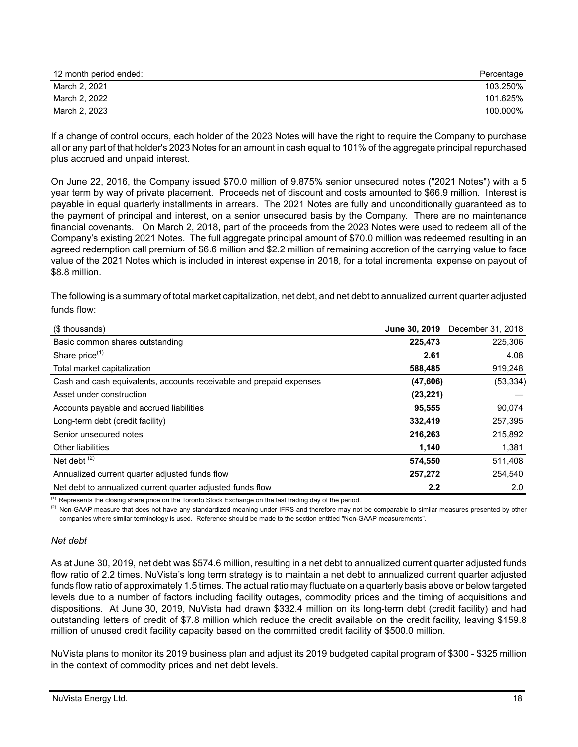| 12 month period ended: | Percentage |
|---|---|
| March 2, 2021 | 103.250% |
| March 2, 2022 | 101.625% |
| March 2, 2023 | 100.000% |

If a change of control occurs, each holder of the 2023 Notes will have the right to require the Company to purchase all or any part of that holder's 2023 Notes for an amount in cash equal to 101% of the aggregate principal repurchased plus accrued and unpaid interest.

On June 22, 2016, the Company issued $70.0 million of 9.875% senior unsecured notes ("2021 Notes") with a 5 year term by way of private placement. Proceeds net of discount and costs amounted to $66.9 million. Interest is payable in equal quarterly installments in arrears. The 2021 Notes are fully and unconditionally guaranteed as to the payment of principal and interest, on a senior unsecured basis by the Company. There are no maintenance financial covenants. On March 2, 2018, part of the proceeds from the 2023 Notes were used to redeem all of the Company's existing 2021 Notes. The full aggregate principal amount of $70.0 million was redeemed resulting in an agreed redemption call premium of $6.6 million and $2.2 million of remaining accretion of the carrying value to face value of the 2021 Notes which is included in interest expense in 2018, for a total incremental expense on payout of $8.8 million.

The following is a summary of total market capitalization, net debt, and net debt to annualized current quarter adjusted funds flow:

| ($ thousands) | **June 30, 2019** | December 31, 2018 |
|---|---|---|
| Basic common shares outstanding | **225,473** | 225,306 |
| Share price[(1)] | **2.61** | 4.08 |
| Total market capitalization | **588,485** | 919,248 |
| Cash and cash equivalents, accounts receivable and prepaid expenses | **(47,606)** | (53,334) |
| Asset under construction | **(23,221)** | — |
| Accounts payable and accrued liabilities | **95,555** | 90,074 |
| Long-term debt (credit facility) | **332,419** | 257,395 |
| Senior unsecured notes | **216,263** | 215,892 |
| Other liabilities | **1,140** | 1,381 |
| Net debt [(2)] | **574,550** | 511,408 |
| Annualized current quarter adjusted funds flow | **257,272** | 254,540 |
| Net debt to annualized current quarter adjusted funds flow | **2.2** | 2.0 |

(1) Represents the closing share price on the Toronto Stock Exchange on the last trading day of the period.

(2) Non-GAAP measure that does not have any standardized meaning under IFRS and therefore may not be comparable to similar measures presented by other companies where similar terminology is used. Reference should be made to the section entitled "Non-GAAP measurements".

*Net debt*

As at June 30, 2019, net debt was $574.6 million, resulting in a net debt to annualized current quarter adjusted funds flow ratio of 2.2 times. NuVista's long term strategy is to maintain a net debt to annualized current quarter adjusted funds flow ratio of approximately 1.5 times. The actual ratio may fluctuate on a quarterly basis above or below targeted levels due to a number of factors including facility outages, commodity prices and the timing of acquisitions and dispositions. At June 30, 2019, NuVista had drawn $332.4 million on its long-term debt (credit facility) and had outstanding letters of credit of $7.8 million which reduce the credit available on the credit facility, leaving $159.8 million of unused credit facility capacity based on the committed credit facility of $500.0 million.

NuVista plans to monitor its 2019 business plan and adjust its 2019 budgeted capital program of $300 - $325 million in the context of commodity prices and net debt levels.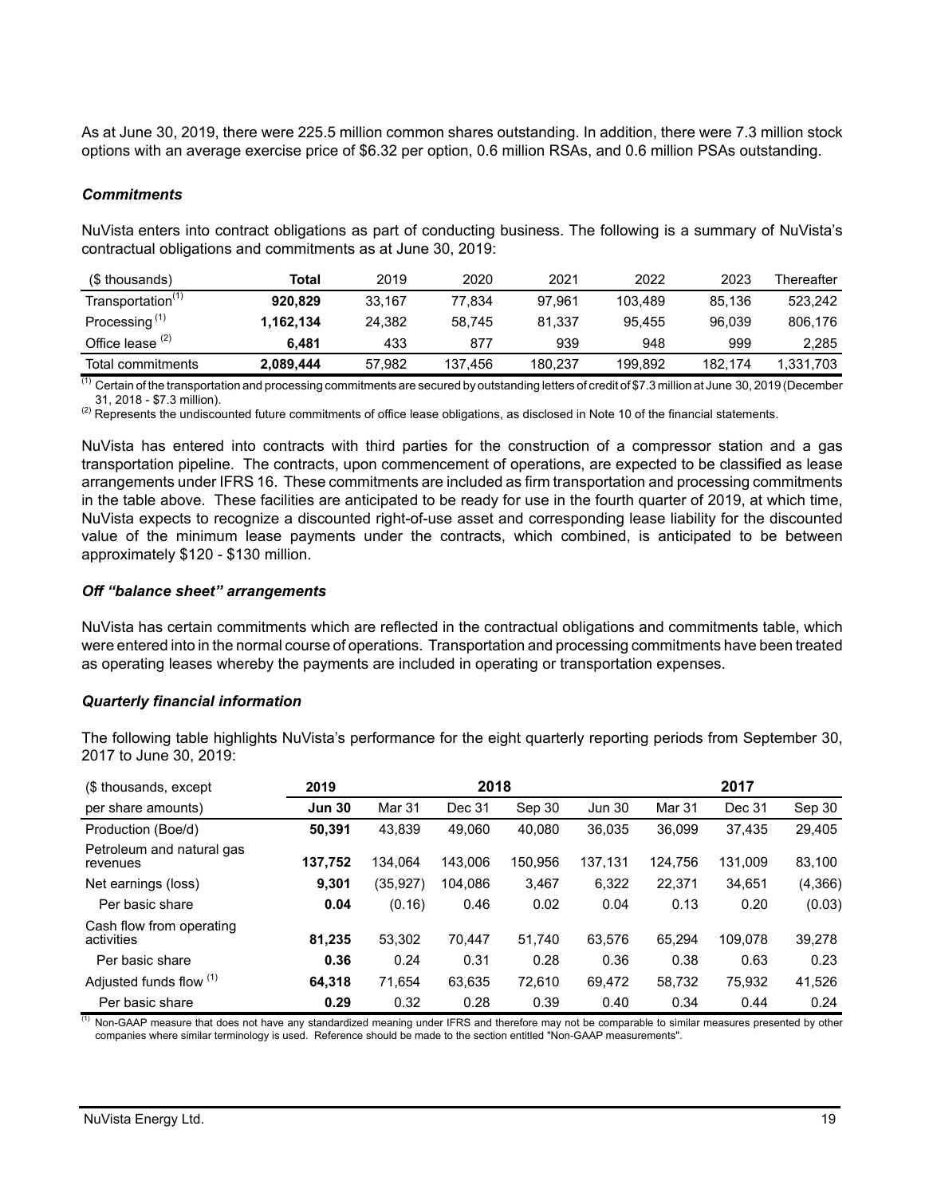As at June 30, 2019, there were 225.5 million common shares outstanding. In addition, there were 7.3 million stock options with an average exercise price of $6.32 per option, 0.6 million RSAs, and 0.6 million PSAs outstanding.

### *Commitments*

NuVista enters into contract obligations as part of conducting business. The following is a summary of NuVista's contractual obligations and commitments as at June 30, 2019:

| ($ thousands) | Total | 2019 | 2020 | 2021 | 2022 | 2023 | Thereafter |
|---|---|---|---|---|---|---|---|
| Transportation[1] | **920,829** | 33,167 | 77,834 | 97,961 | 103,489 | 85,136 | 523,242 |
| Processing [1] | **1,162,134** | 24,382 | 58,745 | 81,337 | 95,455 | 96,039 | 806,176 |
| Office lease [2] | **6,481** | 433 | 877 | 939 | 948 | 999 | 2,285 |
| Total commitments | **2,089,444** | 57,982 | 137,456 | 180,237 | 199,892 | 182,174 | 1,331,703 |

[1] Certain of the transportation and processing commitments are secured by outstanding letters of credit of $7.3 million at June 30, 2019 (December 31, 2018 - $7.3 million).

[2] Represents the undiscounted future commitments of office lease obligations, as disclosed in Note 10 of the financial statements.

NuVista has entered into contracts with third parties for the construction of a compressor station and a gas transportation pipeline. The contracts, upon commencement of operations, are expected to be classified as lease arrangements under IFRS 16. These commitments are included as firm transportation and processing commitments in the table above. These facilities are anticipated to be ready for use in the fourth quarter of 2019, at which time, NuVista expects to recognize a discounted right-of-use asset and corresponding lease liability for the discounted value of the minimum lease payments under the contracts, which combined, is anticipated to be between approximately $120 - $130 million.

### *Off "balance sheet" arrangements*

NuVista has certain commitments which are reflected in the contractual obligations and commitments table, which were entered into in the normal course of operations. Transportation and processing commitments have been treated as operating leases whereby the payments are included in operating or transportation expenses.

### *Quarterly financial information*

The following table highlights NuVista's performance for the eight quarterly reporting periods from September 30, 2017 to June 30, 2019:

| ($ thousands, except | 2019 | 2018 | | | | 2017 | | |
|---|---|---|---|---|---|---|---|---|
| per share amounts) | **Jun 30** | Mar 31 | Dec 31 | Sep 30 | Jun 30 | Mar 31 | Dec 31 | Sep 30 |
| Production (Boe/d) | **50,391** | 43,839 | 49,060 | 40,080 | 36,035 | 36,099 | 37,435 | 29,405 |
| Petroleum and natural gas revenues | **137,752** | 134,064 | 143,006 | 150,956 | 137,131 | 124,756 | 131,009 | 83,100 |
| Net earnings (loss) | **9,301** | (35,927) | 104,086 | 3,467 | 6,322 | 22,371 | 34,651 | (4,366) |
| Per basic share | **0.04** | (0.16) | 0.46 | 0.02 | 0.04 | 0.13 | 0.20 | (0.03) |
| Cash flow from operating activities | **81,235** | 53,302 | 70,447 | 51,740 | 63,576 | 65,294 | 109,078 | 39,278 |
| Per basic share | **0.36** | 0.24 | 0.31 | 0.28 | 0.36 | 0.38 | 0.63 | 0.23 |
| Adjusted funds flow [1] | **64,318** | 71,654 | 63,635 | 72,610 | 69,472 | 58,732 | 75,932 | 41,526 |
| Per basic share | **0.29** | 0.32 | 0.28 | 0.39 | 0.40 | 0.34 | 0.44 | 0.24 |

[1] Non-GAAP measure that does not have any standardized meaning under IFRS and therefore may not be comparable to similar measures presented by other companies where similar terminology is used. Reference should be made to the section entitled "Non-GAAP measurements".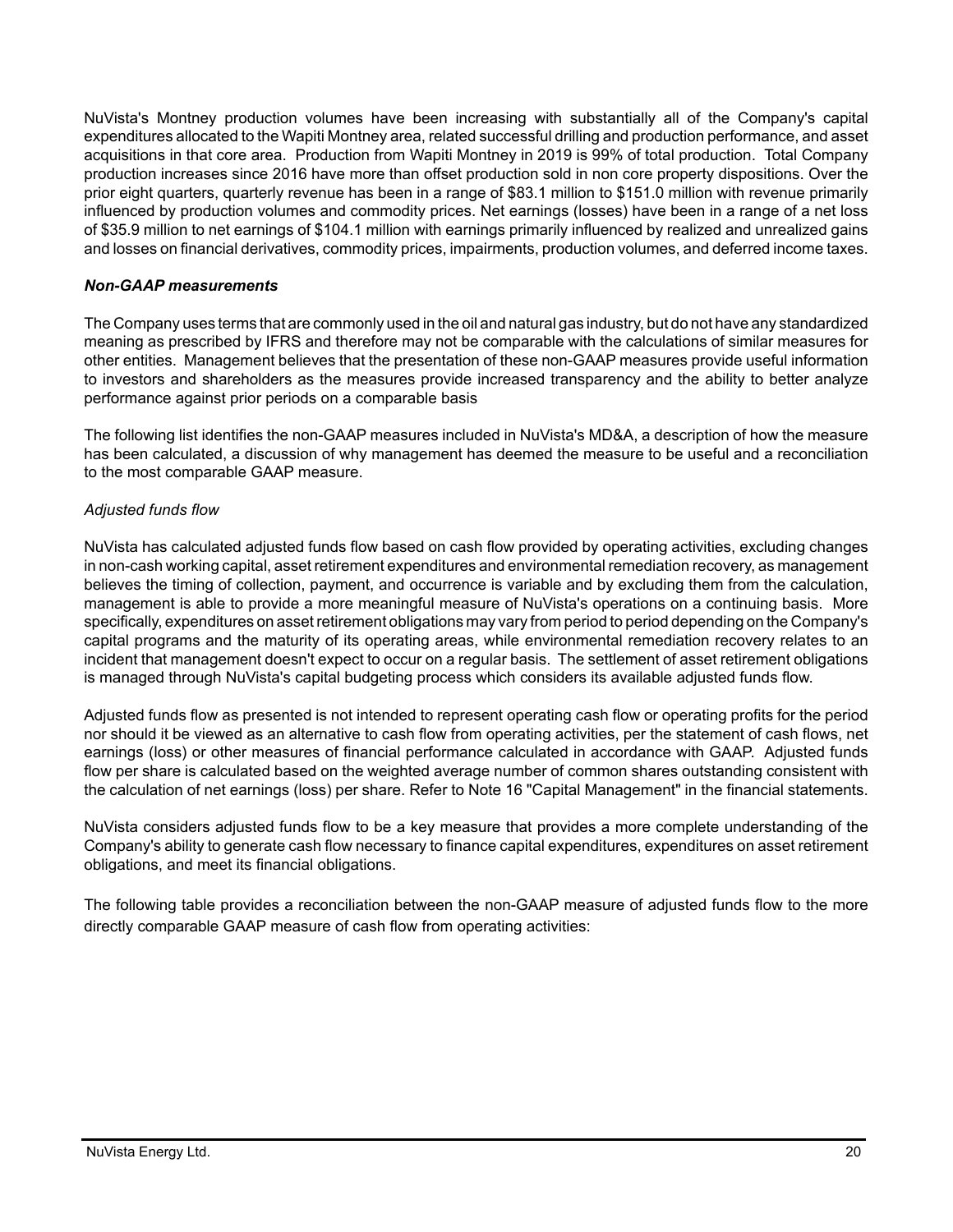NuVista's Montney production volumes have been increasing with substantially all of the Company's capital expenditures allocated to the Wapiti Montney area, related successful drilling and production performance, and asset acquisitions in that core area. Production from Wapiti Montney in 2019 is 99% of total production. Total Company production increases since 2016 have more than offset production sold in non core property dispositions. Over the prior eight quarters, quarterly revenue has been in a range of $83.1 million to $151.0 million with revenue primarily influenced by production volumes and commodity prices. Net earnings (losses) have been in a range of a net loss of $35.9 million to net earnings of $104.1 million with earnings primarily influenced by realized and unrealized gains and losses on financial derivatives, commodity prices, impairments, production volumes, and deferred income taxes.

### ***Non-GAAP measurements***

The Company uses terms that are commonly used in the oil and natural gas industry, but do not have any standardized meaning as prescribed by IFRS and therefore may not be comparable with the calculations of similar measures for other entities. Management believes that the presentation of these non-GAAP measures provide useful information to investors and shareholders as the measures provide increased transparency and the ability to better analyze performance against prior periods on a comparable basis

The following list identifies the non-GAAP measures included in NuVista's MD&A, a description of how the measure has been calculated, a discussion of why management has deemed the measure to be useful and a reconciliation to the most comparable GAAP measure.

*Adjusted funds flow*

NuVista has calculated adjusted funds flow based on cash flow provided by operating activities, excluding changes in non-cash working capital, asset retirement expenditures and environmental remediation recovery, as management believes the timing of collection, payment, and occurrence is variable and by excluding them from the calculation, management is able to provide a more meaningful measure of NuVista's operations on a continuing basis. More specifically, expenditures on asset retirement obligations may vary from period to period depending on the Company's capital programs and the maturity of its operating areas, while environmental remediation recovery relates to an incident that management doesn't expect to occur on a regular basis. The settlement of asset retirement obligations is managed through NuVista's capital budgeting process which considers its available adjusted funds flow.

Adjusted funds flow as presented is not intended to represent operating cash flow or operating profits for the period nor should it be viewed as an alternative to cash flow from operating activities, per the statement of cash flows, net earnings (loss) or other measures of financial performance calculated in accordance with GAAP. Adjusted funds flow per share is calculated based on the weighted average number of common shares outstanding consistent with the calculation of net earnings (loss) per share. Refer to Note 16 "Capital Management" in the financial statements.

NuVista considers adjusted funds flow to be a key measure that provides a more complete understanding of the Company's ability to generate cash flow necessary to finance capital expenditures, expenditures on asset retirement obligations, and meet its financial obligations.

The following table provides a reconciliation between the non-GAAP measure of adjusted funds flow to the more directly comparable GAAP measure of cash flow from operating activities: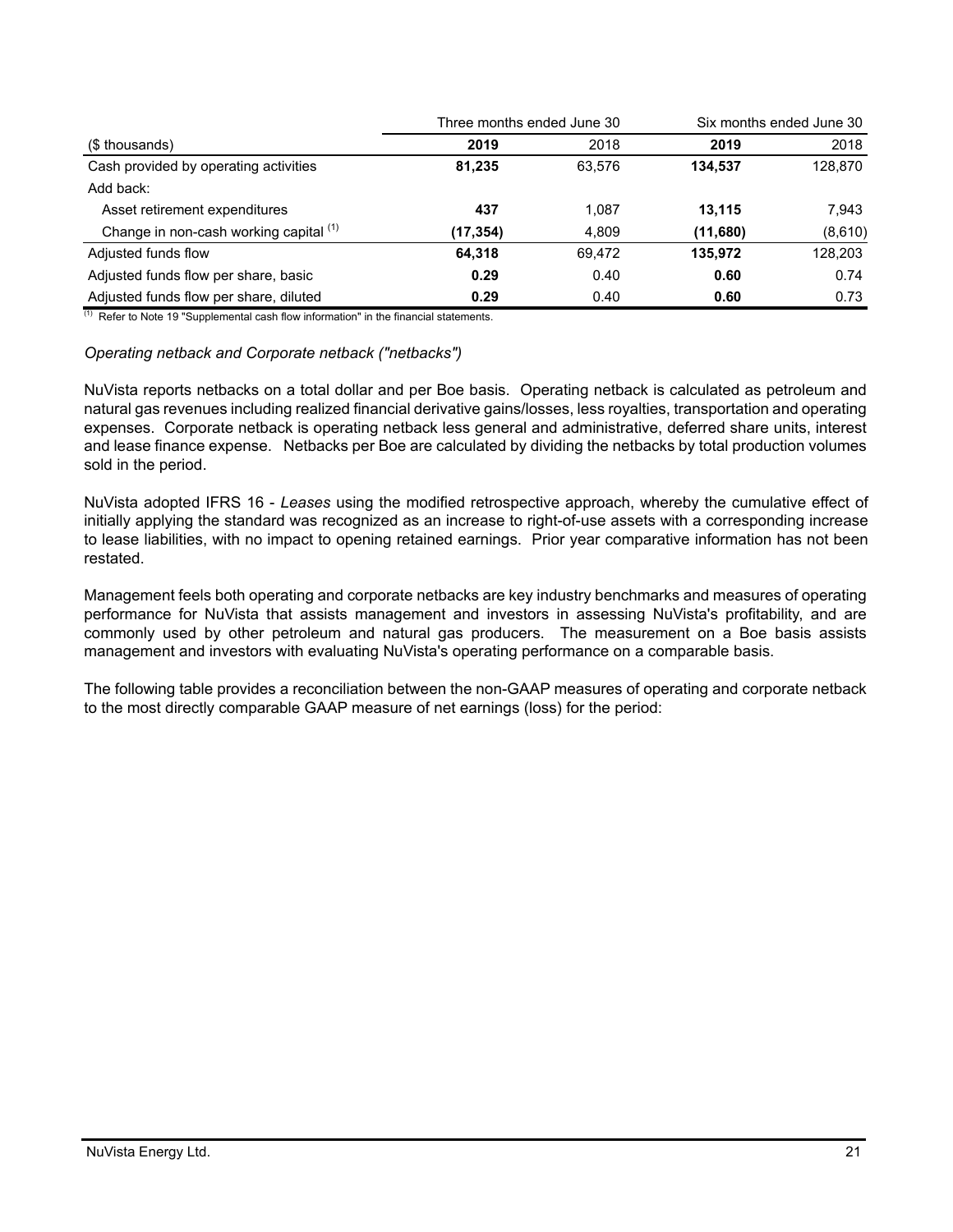| | Three months ended June 30 | | Six months ended June 30 | |
|---|---|---|---|---|
| ($ thousands) | **2019** | 2018 | **2019** | 2018 |
| Cash provided by operating activities | **81,235** | 63,576 | **134,537** | 128,870 |
| Add back: | | | | |
| Asset retirement expenditures | **437** | 1,087 | **13,115** | 7,943 |
| Change in non-cash working capital [(1)] | **(17,354)** | 4,809 | **(11,680)** | (8,610) |
| Adjusted funds flow | **64,318** | 69,472 | **135,972** | 128,203 |
| Adjusted funds flow per share, basic | **0.29** | 0.40 | **0.60** | 0.74 |
| Adjusted funds flow per share, diluted | **0.29** | 0.40 | **0.60** | 0.73 |

(1) Refer to Note 19 "Supplemental cash flow information" in the financial statements.

*Operating netback and Corporate netback ("netbacks")*

NuVista reports netbacks on a total dollar and per Boe basis. Operating netback is calculated as petroleum and natural gas revenues including realized financial derivative gains/losses, less royalties, transportation and operating expenses. Corporate netback is operating netback less general and administrative, deferred share units, interest and lease finance expense. Netbacks per Boe are calculated by dividing the netbacks by total production volumes sold in the period.

NuVista adopted IFRS 16 - *Leases* using the modified retrospective approach, whereby the cumulative effect of initially applying the standard was recognized as an increase to right-of-use assets with a corresponding increase to lease liabilities, with no impact to opening retained earnings. Prior year comparative information has not been restated.

Management feels both operating and corporate netbacks are key industry benchmarks and measures of operating performance for NuVista that assists management and investors in assessing NuVista's profitability, and are commonly used by other petroleum and natural gas producers. The measurement on a Boe basis assists management and investors with evaluating NuVista's operating performance on a comparable basis.

The following table provides a reconciliation between the non-GAAP measures of operating and corporate netback to the most directly comparable GAAP measure of net earnings (loss) for the period: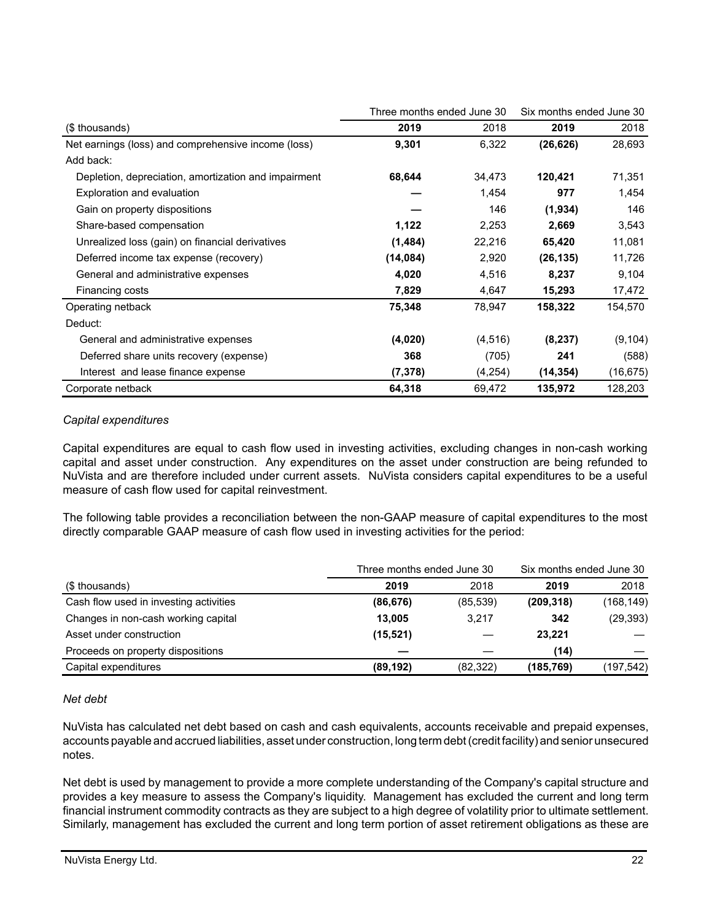| ($ thousands) | Three months ended June 30 | | Six months ended June 30 | |
|---|---|---|---|---|
| | **2019** | 2018 | **2019** | 2018 |
| Net earnings (loss) and comprehensive income (loss) | **9,301** | 6,322 | **(26,626)** | 28,693 |
| Add back: | | | | |
| Depletion, depreciation, amortization and impairment | **68,644** | 34,473 | **120,421** | 71,351 |
| Exploration and evaluation | **—** | 1,454 | **977** | 1,454 |
| Gain on property dispositions | **—** | 146 | **(1,934)** | 146 |
| Share-based compensation | **1,122** | 2,253 | **2,669** | 3,543 |
| Unrealized loss (gain) on financial derivatives | **(1,484)** | 22,216 | **65,420** | 11,081 |
| Deferred income tax expense (recovery) | **(14,084)** | 2,920 | **(26,135)** | 11,726 |
| General and administrative expenses | **4,020** | 4,516 | **8,237** | 9,104 |
| Financing costs | **7,829** | 4,647 | **15,293** | 17,472 |
| Operating netback | **75,348** | 78,947 | **158,322** | 154,570 |
| Deduct: | | | | |
| General and administrative expenses | **(4,020)** | (4,516) | **(8,237)** | (9,104) |
| Deferred share units recovery (expense) | **368** | (705) | **241** | (588) |
| Interest and lease finance expense | **(7,378)** | (4,254) | **(14,354)** | (16,675) |
| Corporate netback | **64,318** | 69,472 | **135,972** | 128,203 |

*Capital expenditures*

Capital expenditures are equal to cash flow used in investing activities, excluding changes in non-cash working capital and asset under construction. Any expenditures on the asset under construction are being refunded to NuVista and are therefore included under current assets. NuVista considers capital expenditures to be a useful measure of cash flow used for capital reinvestment.

The following table provides a reconciliation between the non-GAAP measure of capital expenditures to the most directly comparable GAAP measure of cash flow used in investing activities for the period:

| ($ thousands) | Three months ended June 30 | | Six months ended June 30 | |
|---|---|---|---|---|
| | **2019** | 2018 | **2019** | 2018 |
| Cash flow used in investing activities | **(86,676)** | (85,539) | **(209,318)** | (168,149) |
| Changes in non-cash working capital | **13,005** | 3,217 | **342** | (29,393) |
| Asset under construction | **(15,521)** | — | **23,221** | — |
| Proceeds on property dispositions | **—** | — | **(14)** | — |
| Capital expenditures | **(89,192)** | (82,322) | **(185,769)** | (197,542) |

*Net debt*

NuVista has calculated net debt based on cash and cash equivalents, accounts receivable and prepaid expenses, accounts payable and accrued liabilities, asset under construction, long term debt (credit facility) and senior unsecured notes.

Net debt is used by management to provide a more complete understanding of the Company's capital structure and provides a key measure to assess the Company's liquidity. Management has excluded the current and long term financial instrument commodity contracts as they are subject to a high degree of volatility prior to ultimate settlement. Similarly, management has excluded the current and long term portion of asset retirement obligations as these are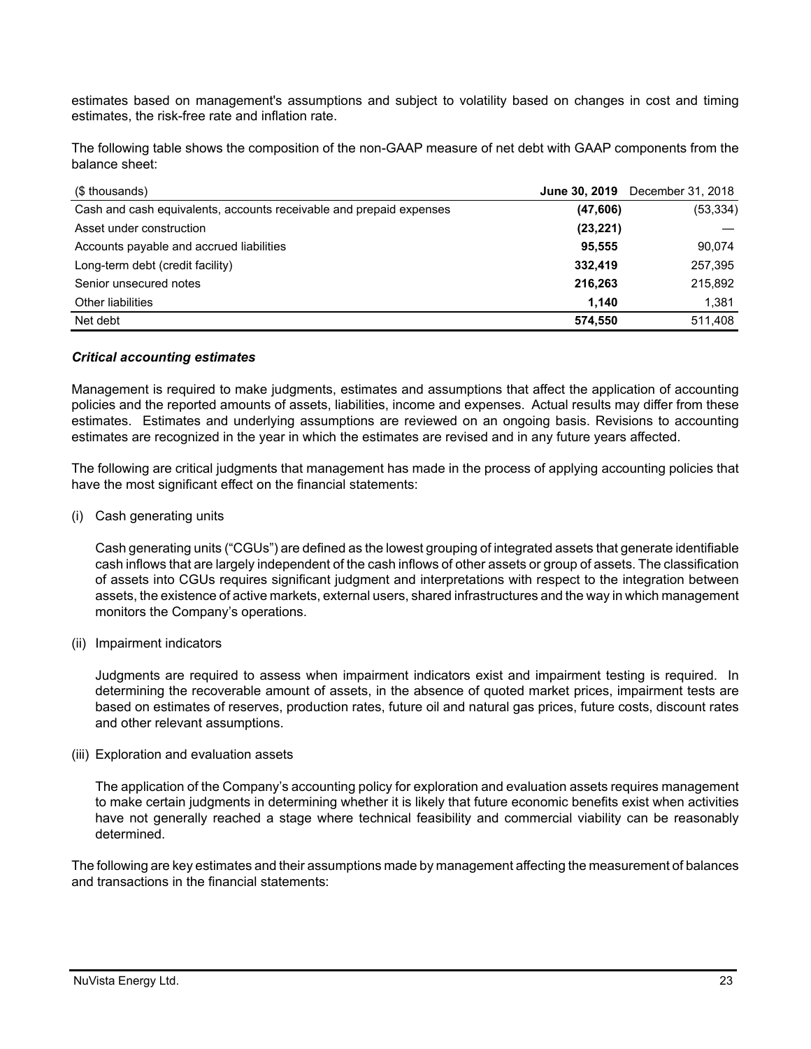estimates based on management's assumptions and subject to volatility based on changes in cost and timing estimates, the risk-free rate and inflation rate.

The following table shows the composition of the non-GAAP measure of net debt with GAAP components from the balance sheet:

| ($ thousands) | **June 30, 2019** | December 31, 2018 |
|---|---|---|
| Cash and cash equivalents, accounts receivable and prepaid expenses | **(47,606)** | (53,334) |
| Asset under construction | **(23,221)** | — |
| Accounts payable and accrued liabilities | **95,555** | 90,074 |
| Long-term debt (credit facility) | **332,419** | 257,395 |
| Senior unsecured notes | **216,263** | 215,892 |
| Other liabilities | **1,140** | 1,381 |
| Net debt | **574,550** | 511,408 |

***Critical accounting estimates***

Management is required to make judgments, estimates and assumptions that affect the application of accounting policies and the reported amounts of assets, liabilities, income and expenses. Actual results may differ from these estimates. Estimates and underlying assumptions are reviewed on an ongoing basis. Revisions to accounting estimates are recognized in the year in which the estimates are revised and in any future years affected.

The following are critical judgments that management has made in the process of applying accounting policies that have the most significant effect on the financial statements:

(i) Cash generating units

Cash generating units ("CGUs") are defined as the lowest grouping of integrated assets that generate identifiable cash inflows that are largely independent of the cash inflows of other assets or group of assets. The classification of assets into CGUs requires significant judgment and interpretations with respect to the integration between assets, the existence of active markets, external users, shared infrastructures and the way in which management monitors the Company's operations.

(ii) Impairment indicators

Judgments are required to assess when impairment indicators exist and impairment testing is required. In determining the recoverable amount of assets, in the absence of quoted market prices, impairment tests are based on estimates of reserves, production rates, future oil and natural gas prices, future costs, discount rates and other relevant assumptions.

(iii) Exploration and evaluation assets

The application of the Company's accounting policy for exploration and evaluation assets requires management to make certain judgments in determining whether it is likely that future economic benefits exist when activities have not generally reached a stage where technical feasibility and commercial viability can be reasonably determined.

The following are key estimates and their assumptions made by management affecting the measurement of balances and transactions in the financial statements: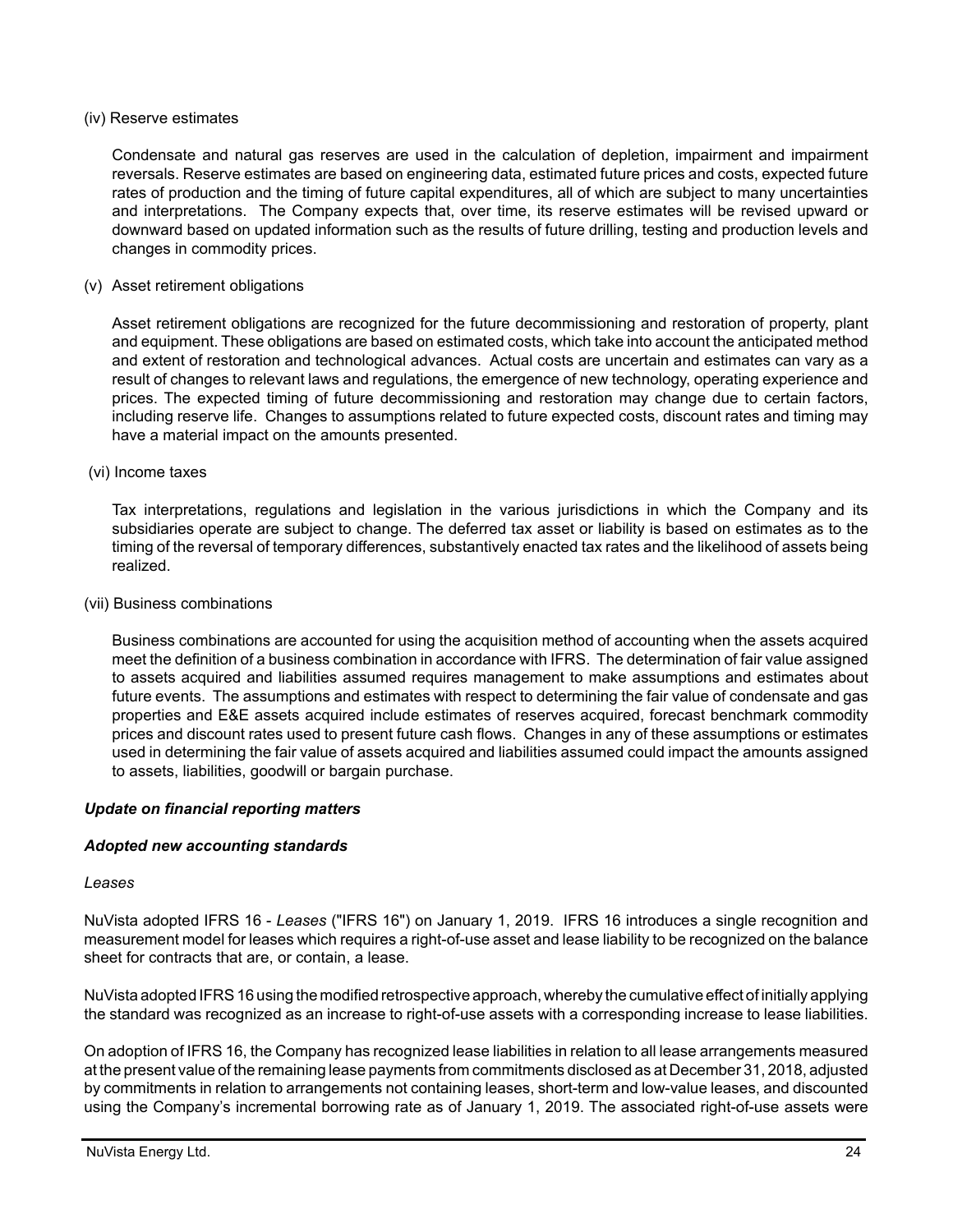(iv) Reserve estimates

Condensate and natural gas reserves are used in the calculation of depletion, impairment and impairment reversals. Reserve estimates are based on engineering data, estimated future prices and costs, expected future rates of production and the timing of future capital expenditures, all of which are subject to many uncertainties and interpretations. The Company expects that, over time, its reserve estimates will be revised upward or downward based on updated information such as the results of future drilling, testing and production levels and changes in commodity prices.

(v) Asset retirement obligations

Asset retirement obligations are recognized for the future decommissioning and restoration of property, plant and equipment. These obligations are based on estimated costs, which take into account the anticipated method and extent of restoration and technological advances. Actual costs are uncertain and estimates can vary as a result of changes to relevant laws and regulations, the emergence of new technology, operating experience and prices. The expected timing of future decommissioning and restoration may change due to certain factors, including reserve life. Changes to assumptions related to future expected costs, discount rates and timing may have a material impact on the amounts presented.

(vi) Income taxes

Tax interpretations, regulations and legislation in the various jurisdictions in which the Company and its subsidiaries operate are subject to change. The deferred tax asset or liability is based on estimates as to the timing of the reversal of temporary differences, substantively enacted tax rates and the likelihood of assets being realized.

(vii) Business combinations

Business combinations are accounted for using the acquisition method of accounting when the assets acquired meet the definition of a business combination in accordance with IFRS. The determination of fair value assigned to assets acquired and liabilities assumed requires management to make assumptions and estimates about future events. The assumptions and estimates with respect to determining the fair value of condensate and gas properties and E&E assets acquired include estimates of reserves acquired, forecast benchmark commodity prices and discount rates used to present future cash flows. Changes in any of these assumptions or estimates used in determining the fair value of assets acquired and liabilities assumed could impact the amounts assigned to assets, liabilities, goodwill or bargain purchase.

***Update on financial reporting matters***

***Adopted new accounting standards***

*Leases*

NuVista adopted IFRS 16 - *Leases* ("IFRS 16") on January 1, 2019. IFRS 16 introduces a single recognition and measurement model for leases which requires a right-of-use asset and lease liability to be recognized on the balance sheet for contracts that are, or contain, a lease.

NuVista adopted IFRS 16 using the modified retrospective approach, whereby the cumulative effect of initially applying the standard was recognized as an increase to right-of-use assets with a corresponding increase to lease liabilities.

On adoption of IFRS 16, the Company has recognized lease liabilities in relation to all lease arrangements measured at the present value of the remaining lease payments from commitments disclosed as at December 31, 2018, adjusted by commitments in relation to arrangements not containing leases, short-term and low-value leases, and discounted using the Company's incremental borrowing rate as of January 1, 2019. The associated right-of-use assets were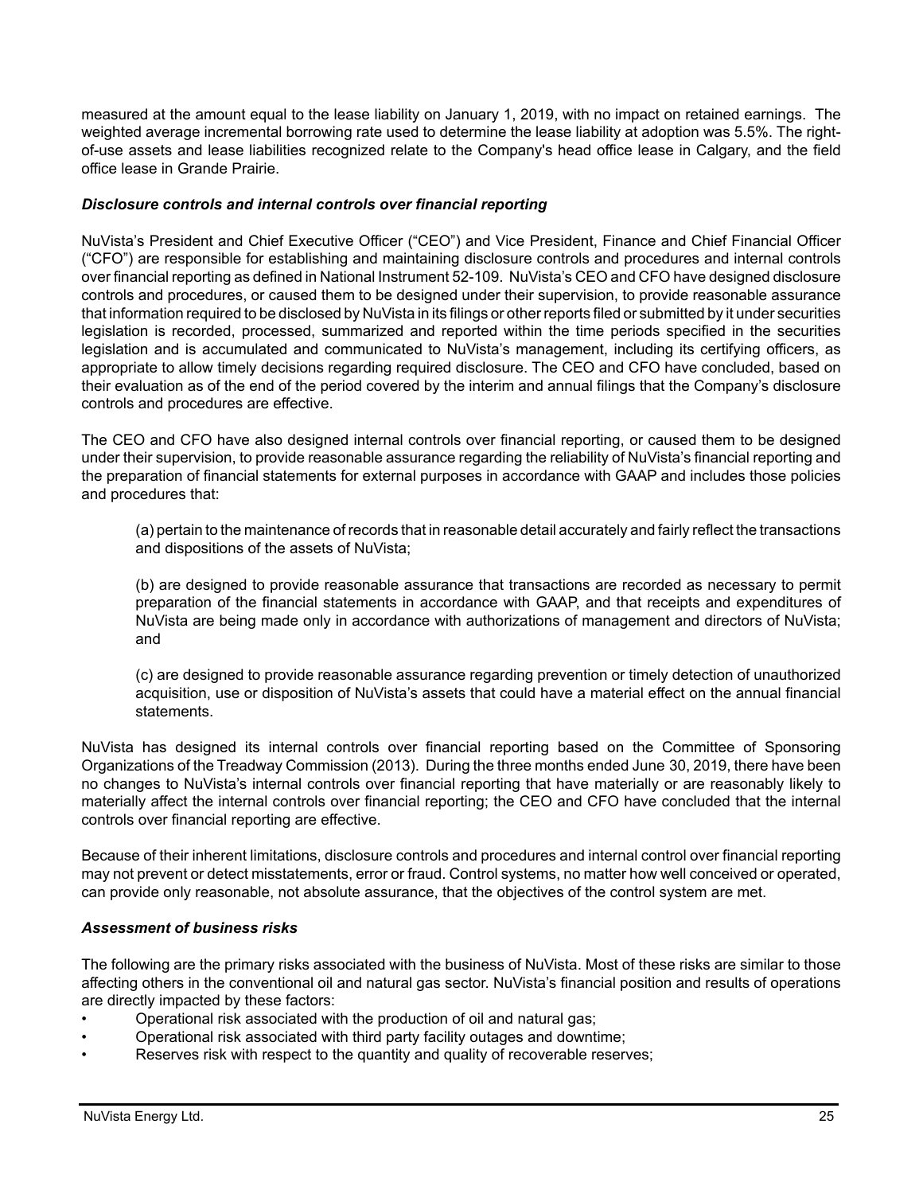measured at the amount equal to the lease liability on January 1, 2019, with no impact on retained earnings. The weighted average incremental borrowing rate used to determine the lease liability at adoption was 5.5%. The right-of-use assets and lease liabilities recognized relate to the Company's head office lease in Calgary, and the field office lease in Grande Prairie.

### *Disclosure controls and internal controls over financial reporting*

NuVista's President and Chief Executive Officer ("CEO") and Vice President, Finance and Chief Financial Officer ("CFO") are responsible for establishing and maintaining disclosure controls and procedures and internal controls over financial reporting as defined in National Instrument 52-109. NuVista's CEO and CFO have designed disclosure controls and procedures, or caused them to be designed under their supervision, to provide reasonable assurance that information required to be disclosed by NuVista in its filings or other reports filed or submitted by it under securities legislation is recorded, processed, summarized and reported within the time periods specified in the securities legislation and is accumulated and communicated to NuVista's management, including its certifying officers, as appropriate to allow timely decisions regarding required disclosure. The CEO and CFO have concluded, based on their evaluation as of the end of the period covered by the interim and annual filings that the Company's disclosure controls and procedures are effective.

The CEO and CFO have also designed internal controls over financial reporting, or caused them to be designed under their supervision, to provide reasonable assurance regarding the reliability of NuVista's financial reporting and the preparation of financial statements for external purposes in accordance with GAAP and includes those policies and procedures that:

(a) pertain to the maintenance of records that in reasonable detail accurately and fairly reflect the transactions and dispositions of the assets of NuVista;

(b) are designed to provide reasonable assurance that transactions are recorded as necessary to permit preparation of the financial statements in accordance with GAAP, and that receipts and expenditures of NuVista are being made only in accordance with authorizations of management and directors of NuVista; and

(c) are designed to provide reasonable assurance regarding prevention or timely detection of unauthorized acquisition, use or disposition of NuVista's assets that could have a material effect on the annual financial statements.

NuVista has designed its internal controls over financial reporting based on the Committee of Sponsoring Organizations of the Treadway Commission (2013). During the three months ended June 30, 2019, there have been no changes to NuVista's internal controls over financial reporting that have materially or are reasonably likely to materially affect the internal controls over financial reporting; the CEO and CFO have concluded that the internal controls over financial reporting are effective.

Because of their inherent limitations, disclosure controls and procedures and internal control over financial reporting may not prevent or detect misstatements, error or fraud. Control systems, no matter how well conceived or operated, can provide only reasonable, not absolute assurance, that the objectives of the control system are met.

### *Assessment of business risks*

The following are the primary risks associated with the business of NuVista. Most of these risks are similar to those affecting others in the conventional oil and natural gas sector. NuVista's financial position and results of operations are directly impacted by these factors:

- Operational risk associated with the production of oil and natural gas;
- Operational risk associated with third party facility outages and downtime;
- Reserves risk with respect to the quantity and quality of recoverable reserves;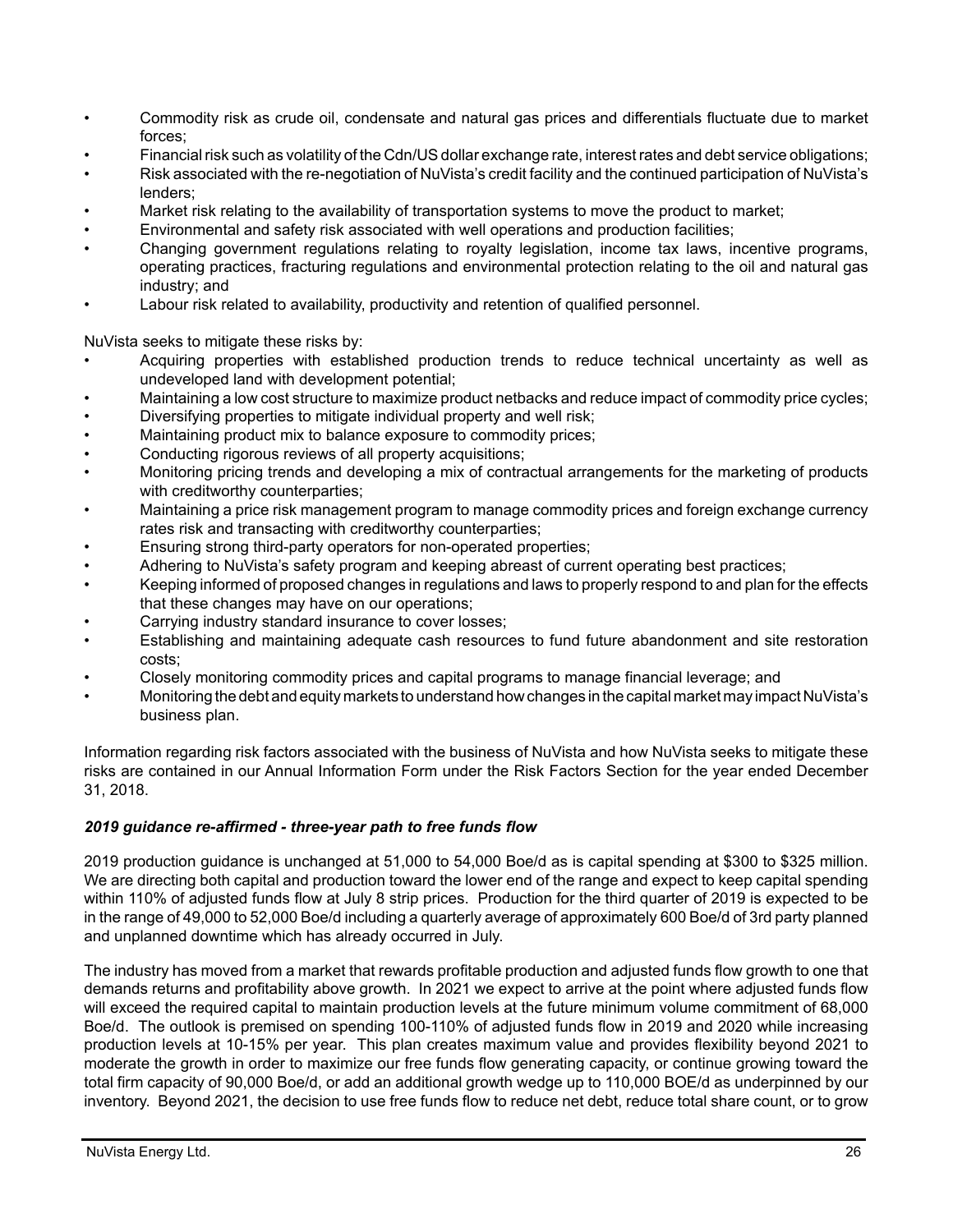- Commodity risk as crude oil, condensate and natural gas prices and differentials fluctuate due to market forces;
- Financial risk such as volatility of the Cdn/US dollar exchange rate, interest rates and debt service obligations;
- Risk associated with the re-negotiation of NuVista's credit facility and the continued participation of NuVista's lenders;
- Market risk relating to the availability of transportation systems to move the product to market;
- Environmental and safety risk associated with well operations and production facilities;
- Changing government regulations relating to royalty legislation, income tax laws, incentive programs, operating practices, fracturing regulations and environmental protection relating to the oil and natural gas industry; and
- Labour risk related to availability, productivity and retention of qualified personnel.

NuVista seeks to mitigate these risks by:

- Acquiring properties with established production trends to reduce technical uncertainty as well as undeveloped land with development potential;
- Maintaining a low cost structure to maximize product netbacks and reduce impact of commodity price cycles;
- Diversifying properties to mitigate individual property and well risk;
- Maintaining product mix to balance exposure to commodity prices;
- Conducting rigorous reviews of all property acquisitions;
- Monitoring pricing trends and developing a mix of contractual arrangements for the marketing of products with creditworthy counterparties;
- Maintaining a price risk management program to manage commodity prices and foreign exchange currency rates risk and transacting with creditworthy counterparties;
- Ensuring strong third-party operators for non-operated properties;
- Adhering to NuVista's safety program and keeping abreast of current operating best practices;
- Keeping informed of proposed changes in regulations and laws to properly respond to and plan for the effects that these changes may have on our operations;
- Carrying industry standard insurance to cover losses;
- Establishing and maintaining adequate cash resources to fund future abandonment and site restoration costs;
- Closely monitoring commodity prices and capital programs to manage financial leverage; and
- Monitoring the debt and equity markets to understand how changes in the capital market may impact NuVista's business plan.

Information regarding risk factors associated with the business of NuVista and how NuVista seeks to mitigate these risks are contained in our Annual Information Form under the Risk Factors Section for the year ended December 31, 2018.

***2019 guidance re-affirmed - three-year path to free funds flow***

2019 production guidance is unchanged at 51,000 to 54,000 Boe/d as is capital spending at $300 to $325 million. We are directing both capital and production toward the lower end of the range and expect to keep capital spending within 110% of adjusted funds flow at July 8 strip prices. Production for the third quarter of 2019 is expected to be in the range of 49,000 to 52,000 Boe/d including a quarterly average of approximately 600 Boe/d of 3rd party planned and unplanned downtime which has already occurred in July.

The industry has moved from a market that rewards profitable production and adjusted funds flow growth to one that demands returns and profitability above growth. In 2021 we expect to arrive at the point where adjusted funds flow will exceed the required capital to maintain production levels at the future minimum volume commitment of 68,000 Boe/d. The outlook is premised on spending 100-110% of adjusted funds flow in 2019 and 2020 while increasing production levels at 10-15% per year. This plan creates maximum value and provides flexibility beyond 2021 to moderate the growth in order to maximize our free funds flow generating capacity, or continue growing toward the total firm capacity of 90,000 Boe/d, or add an additional growth wedge up to 110,000 BOE/d as underpinned by our inventory. Beyond 2021, the decision to use free funds flow to reduce net debt, reduce total share count, or to grow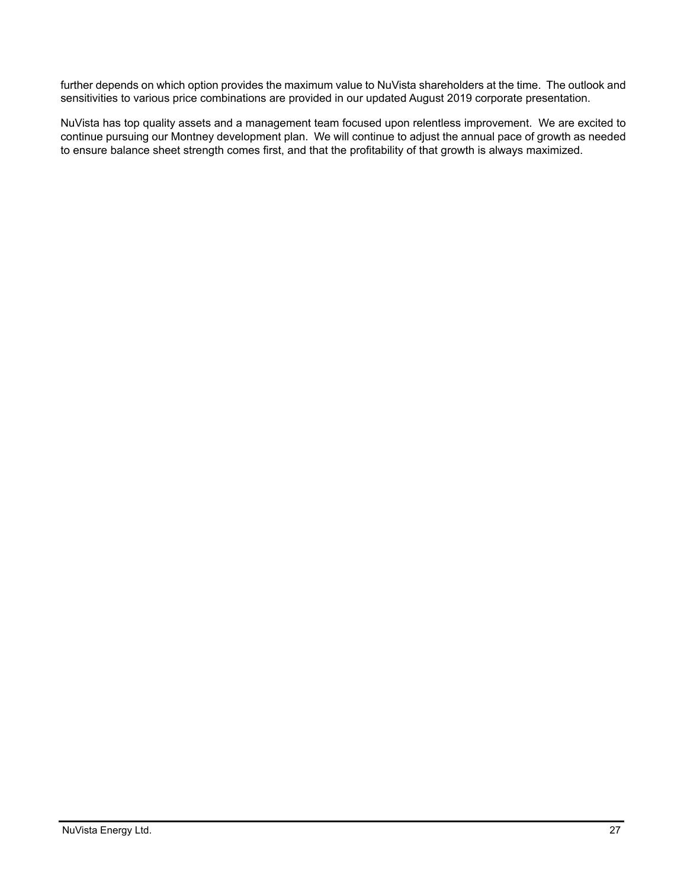further depends on which option provides the maximum value to NuVista shareholders at the time. The outlook and sensitivities to various price combinations are provided in our updated August 2019 corporate presentation.

NuVista has top quality assets and a management team focused upon relentless improvement. We are excited to continue pursuing our Montney development plan. We will continue to adjust the annual pace of growth as needed to ensure balance sheet strength comes first, and that the profitability of that growth is always maximized.